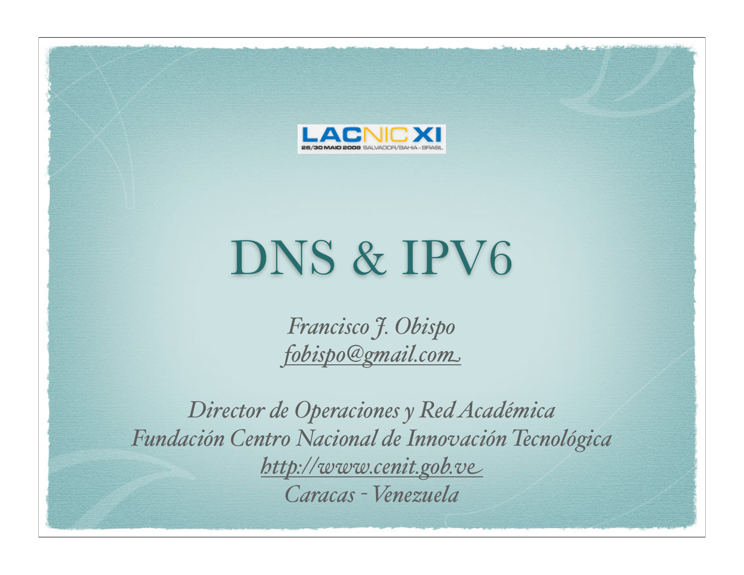LACNIC XI
26/30 MAIO 2008 SALVADOR/BAHIA - BRASIL

# DNS & IPV6

*Francisco J. Obispo*
*fobispo@gmail.com*

*Director de Operaciones y Red Académica*
*Fundación Centro Nacional de Innovación Tecnológica*
*http://www.cenit.gob.ve*
*Caracas - Venezuela*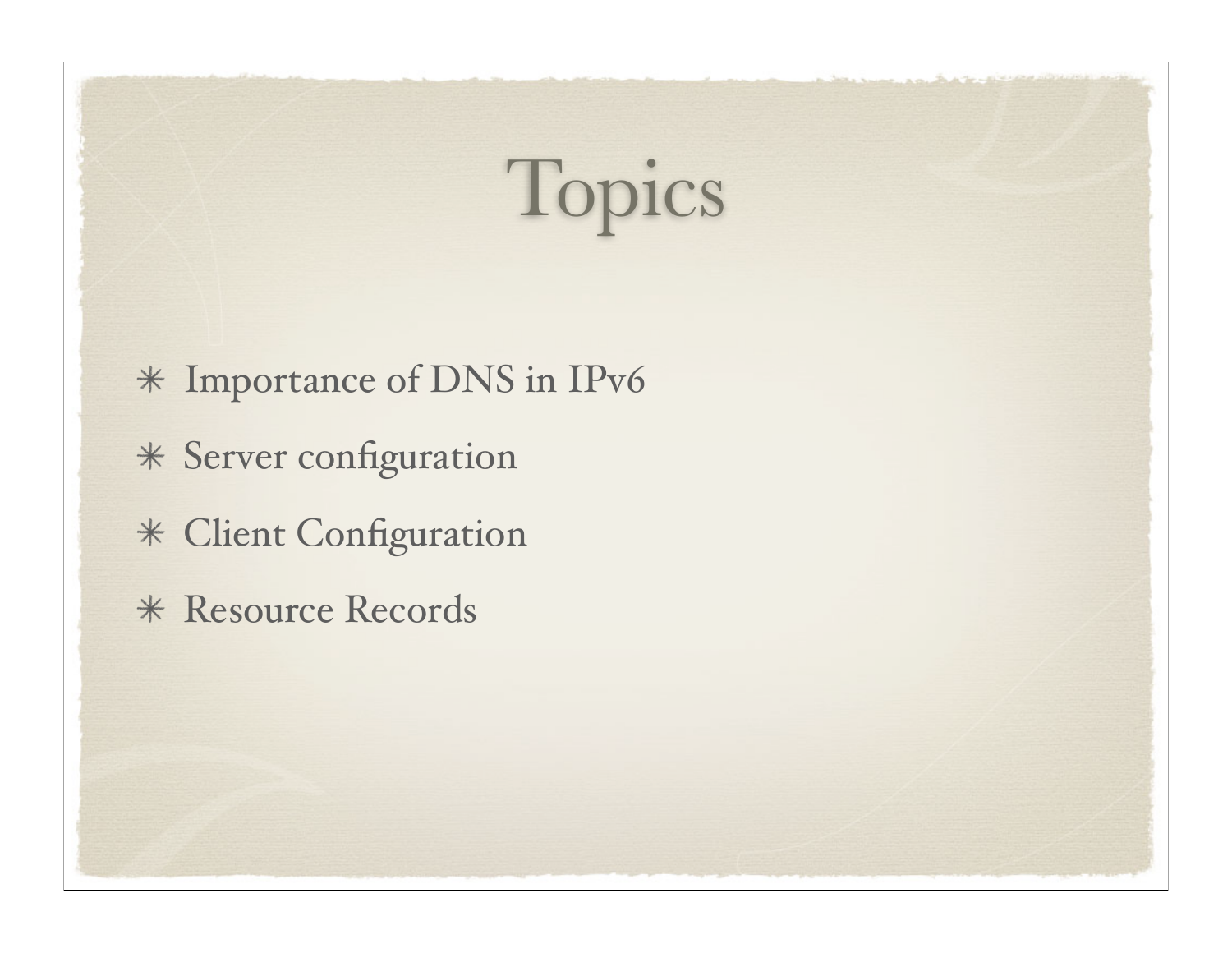# Topics

* Importance of DNS in IPv6
* Server configuration
* Client Configuration
* Resource Records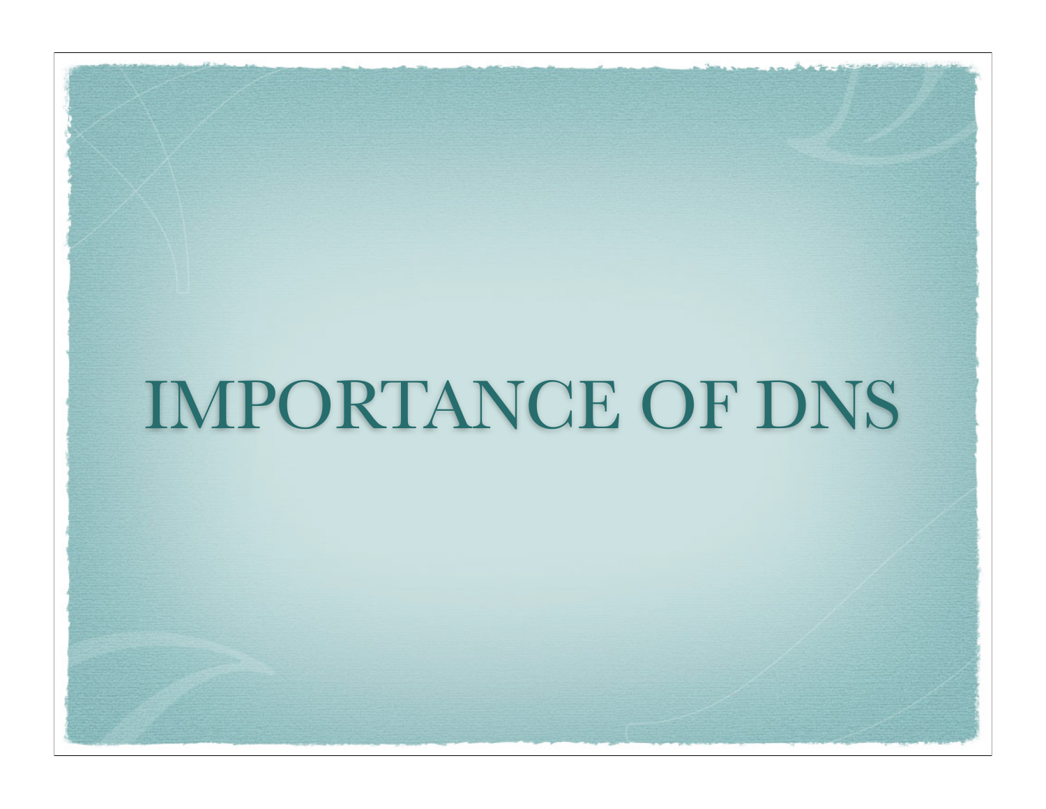# IMPORTANCE OF DNS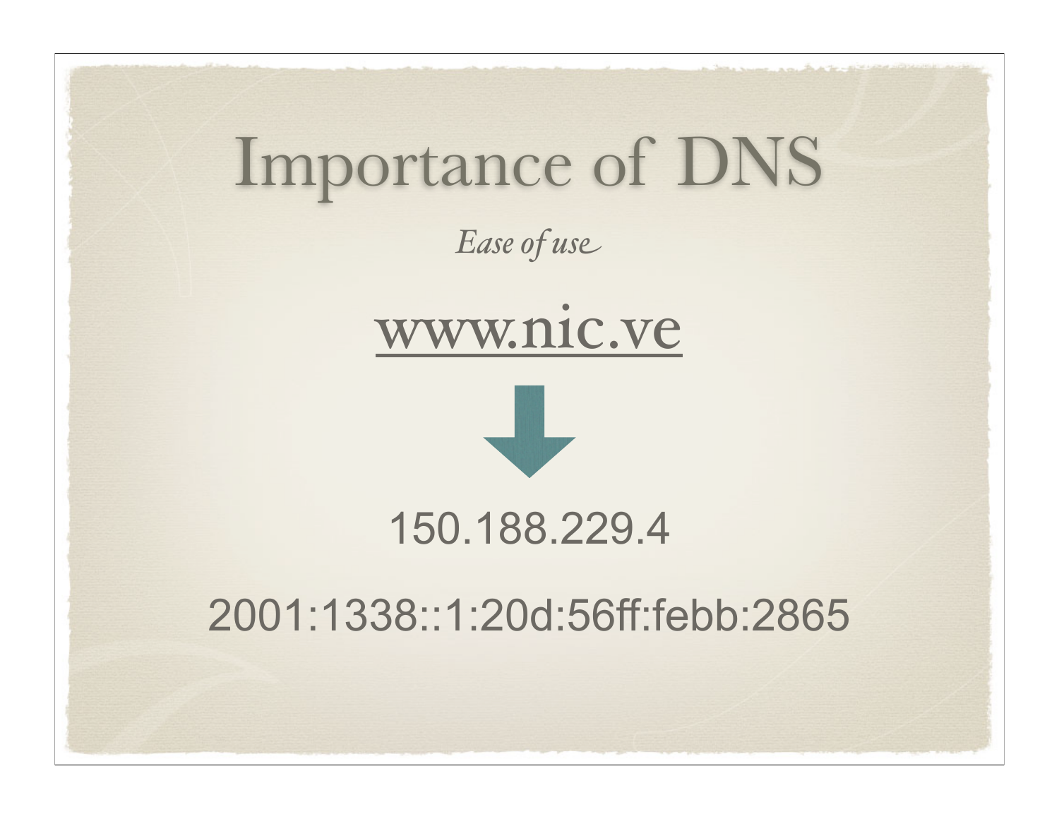# Importance of DNS

*Ease of use*

www.nic.ve

↓

150.188.229.4

2001:1338::1:20d:56ff:febb:2865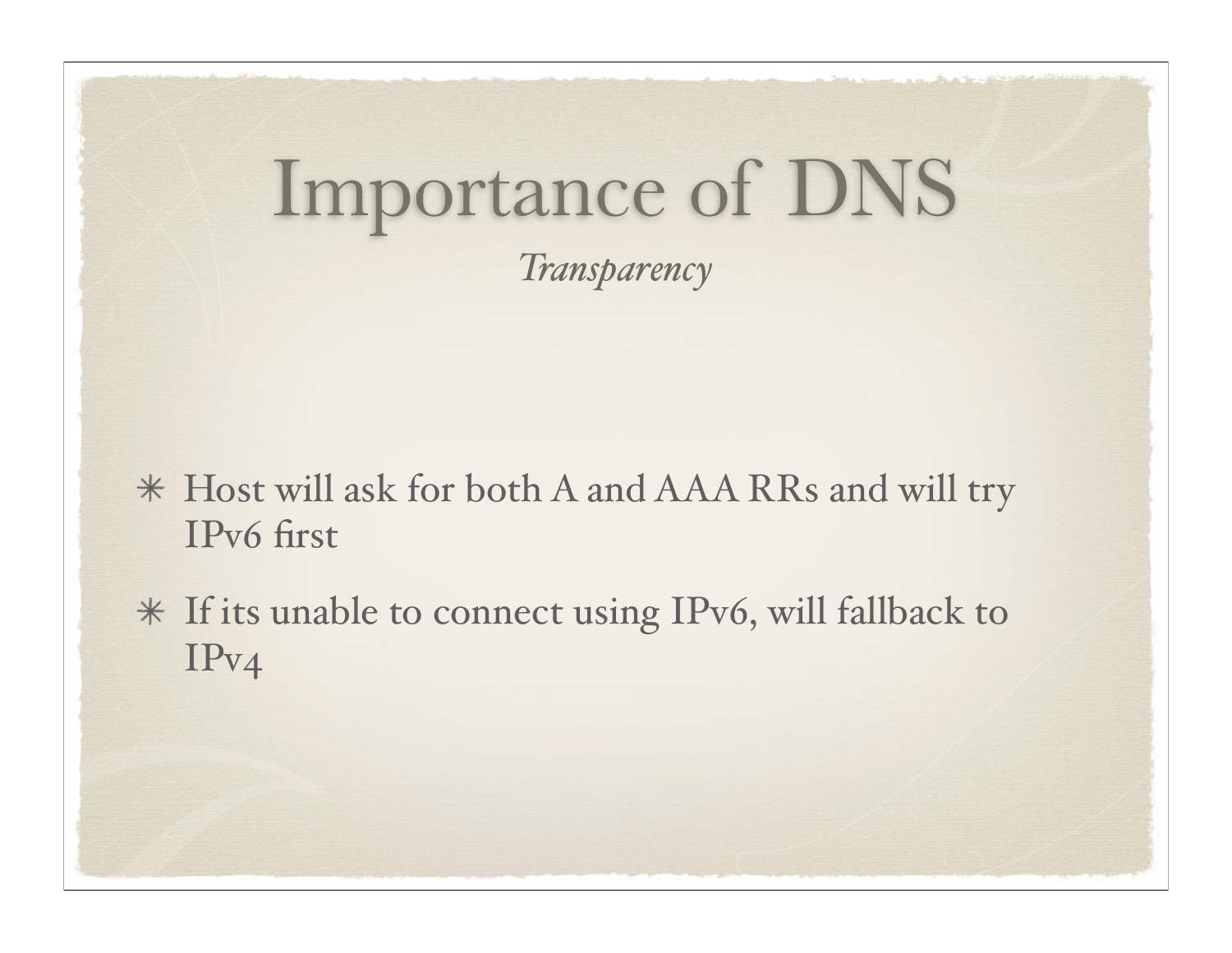# Importance of DNS

*Transparency*

- Host will ask for both A and AAA RRs and will try IPv6 first
- If its unable to connect using IPv6, will fallback to IPv4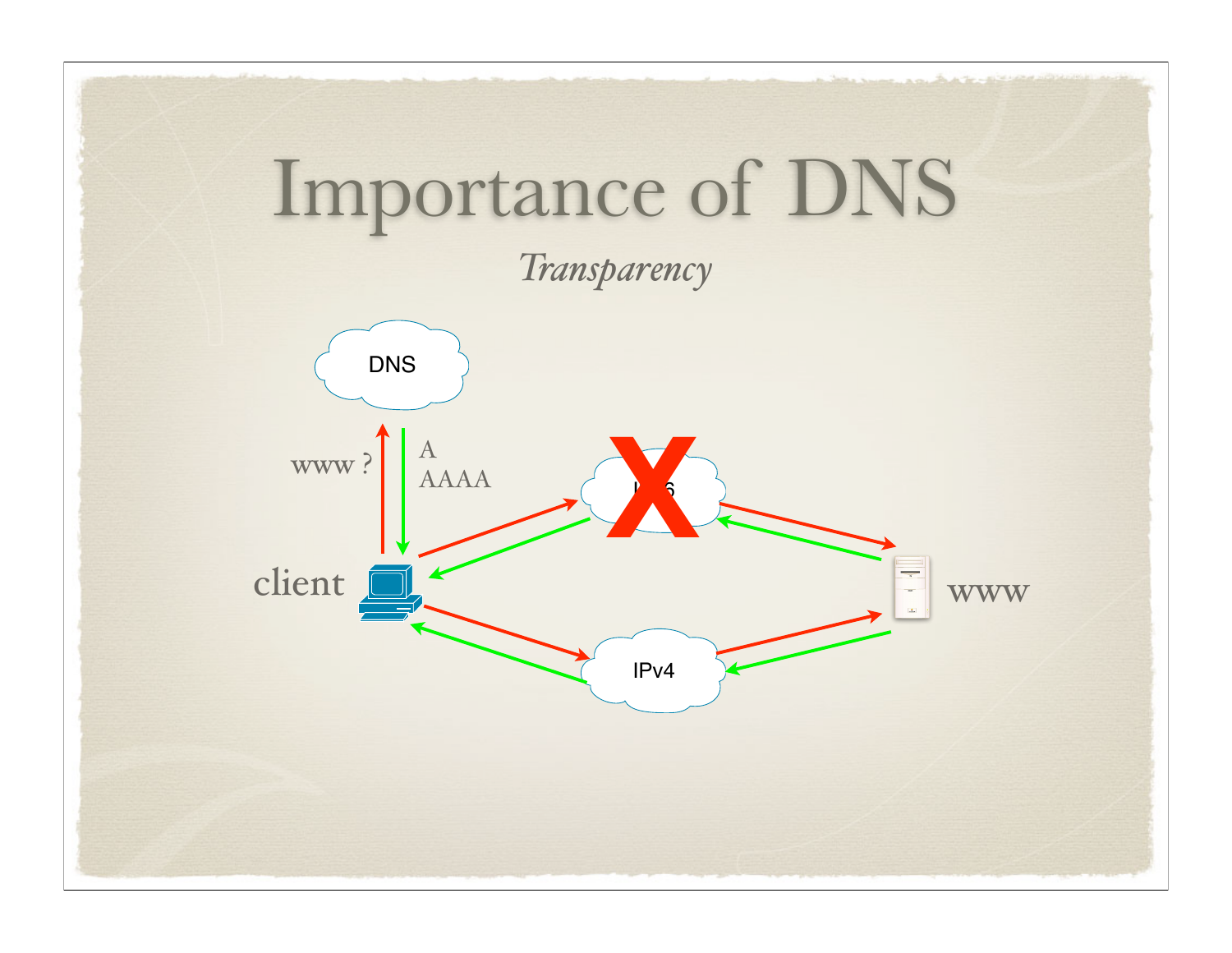# Importance of DNS

*Transparency*

DNS

www ?

A
AAAA

client

IPv6

IPv4

www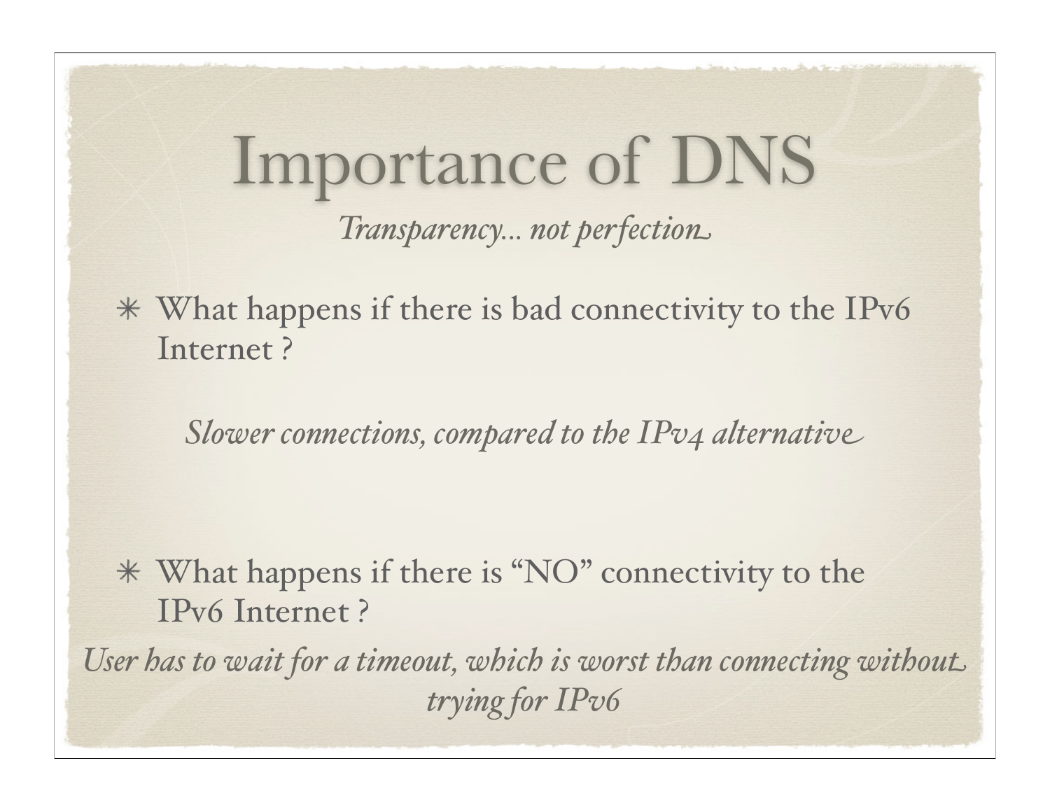# Importance of DNS

*Transparency... not perfection*

* What happens if there is bad connectivity to the IPv6 Internet ?

*Slower connections, compared to the IPv4 alternative*

* What happens if there is "NO" connectivity to the IPv6 Internet ?

*User has to wait for a timeout, which is worst than connecting without trying for IPv6*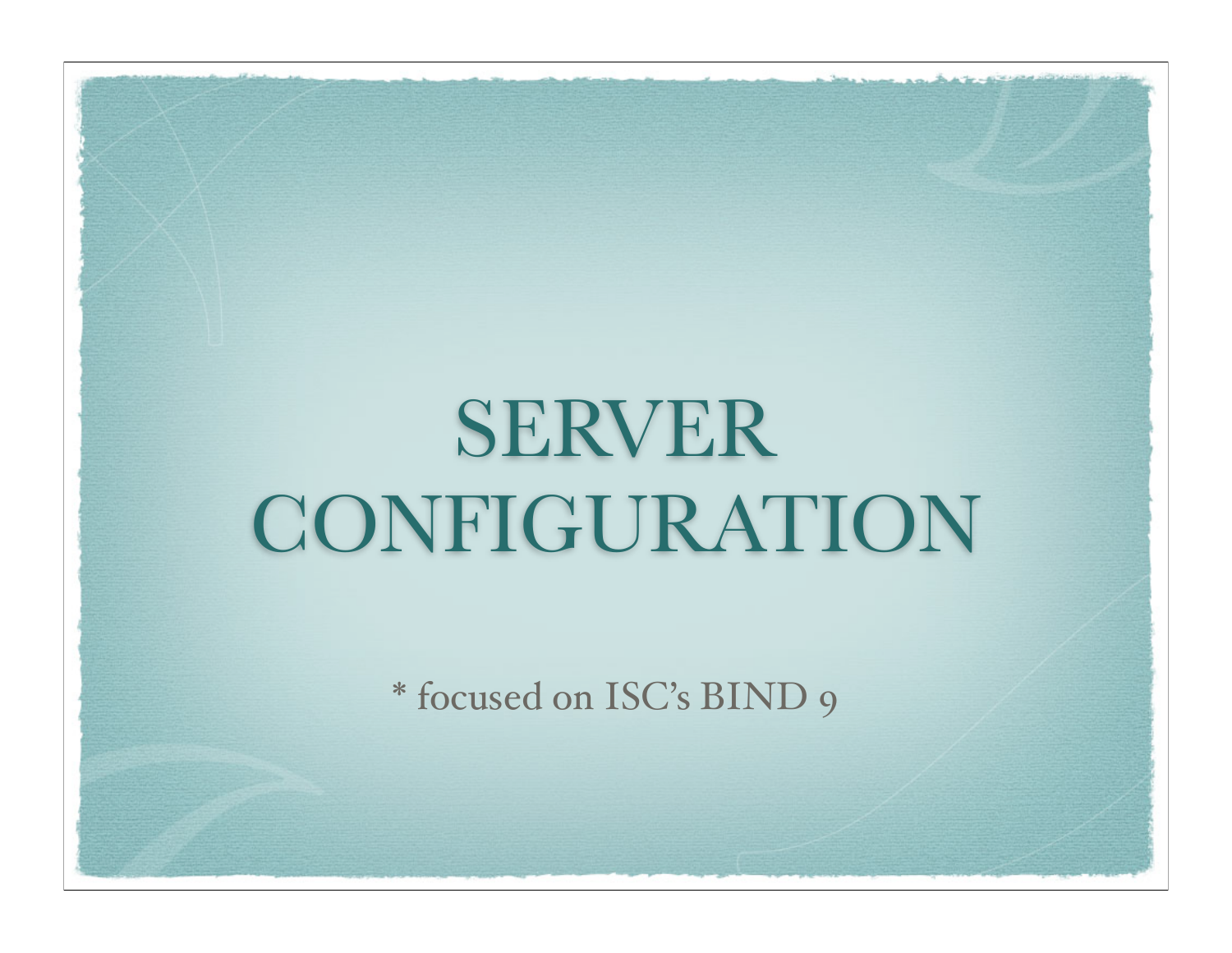# SERVER CONFIGURATION

* focused on ISC's BIND 9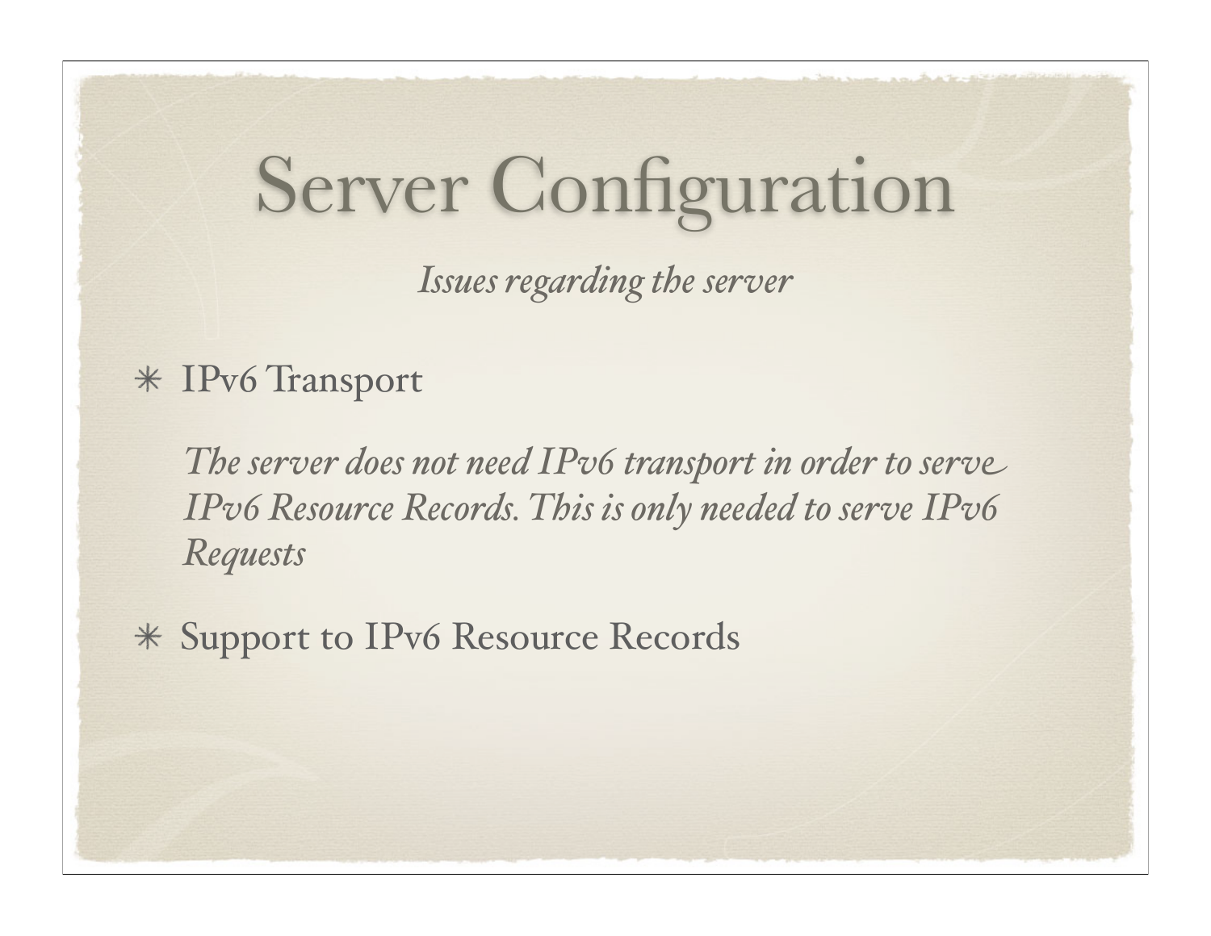# Server Configuration

*Issues regarding the server*

* IPv6 Transport

  *The server does not need IPv6 transport in order to serve IPv6 Resource Records. This is only needed to serve IPv6 Requests*

* Support to IPv6 Resource Records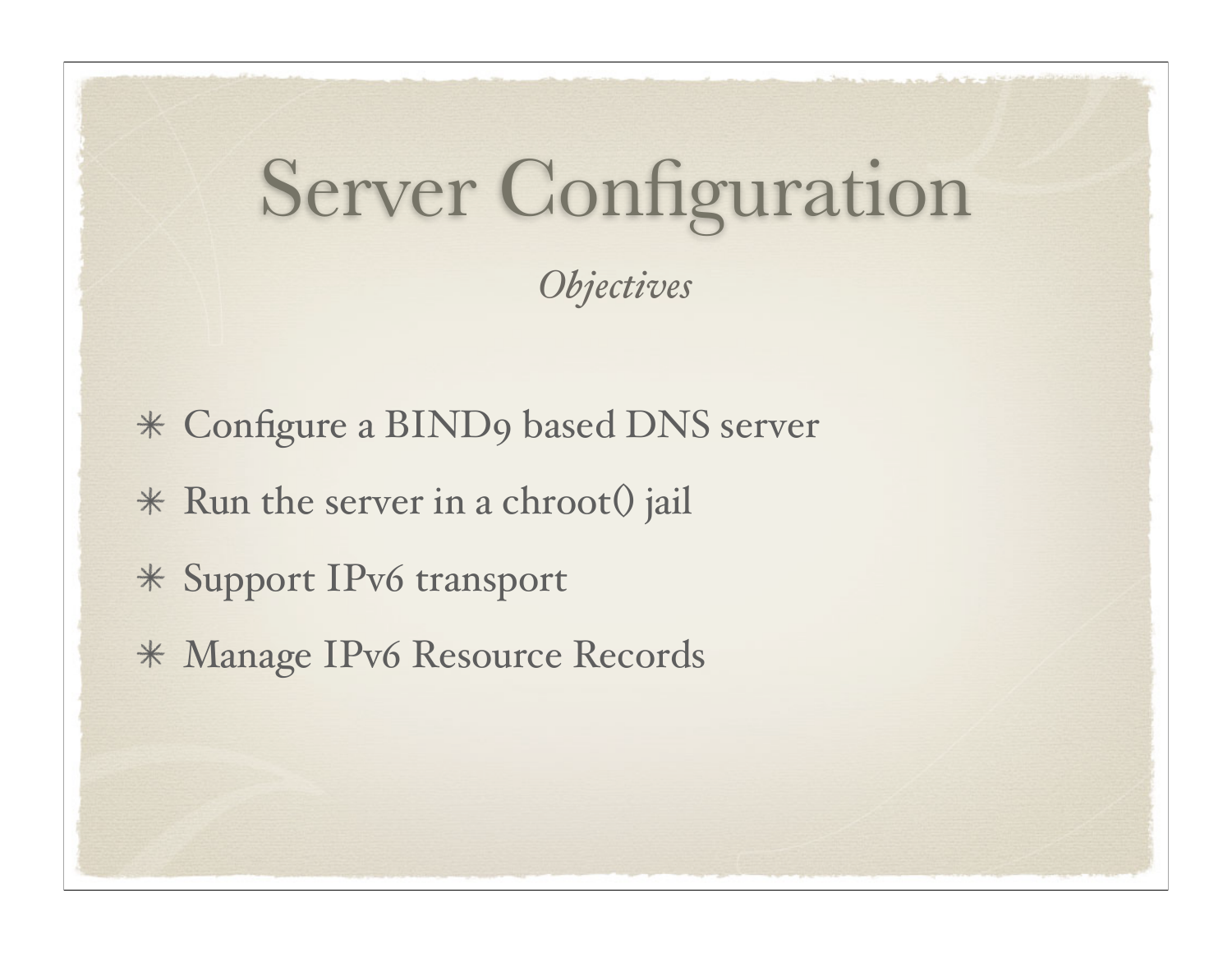# Server Configuration

*Objectives*

- Configure a BIND9 based DNS server
- Run the server in a chroot() jail
- Support IPv6 transport
- Manage IPv6 Resource Records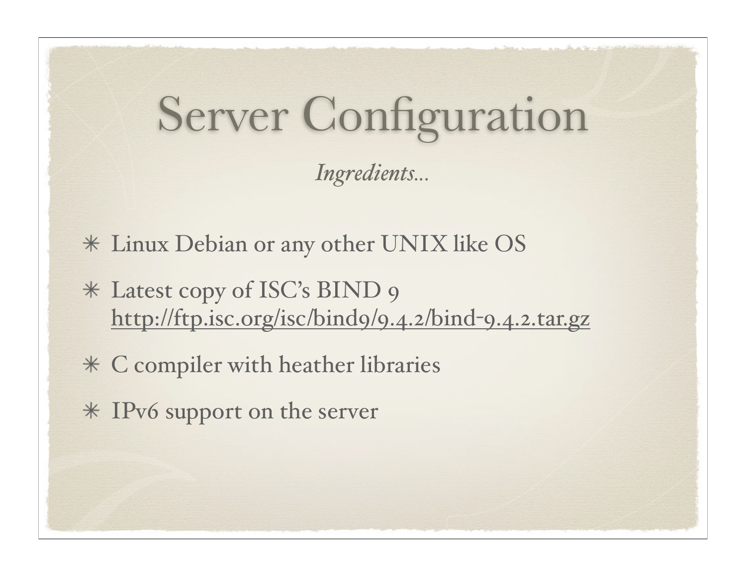# Server Configuration

*Ingredients...*

- Linux Debian or any other UNIX like OS
- Latest copy of ISC's BIND 9
  http://ftp.isc.org/isc/bind9/9.4.2/bind-9.4.2.tar.gz
- C compiler with heather libraries
- IPv6 support on the server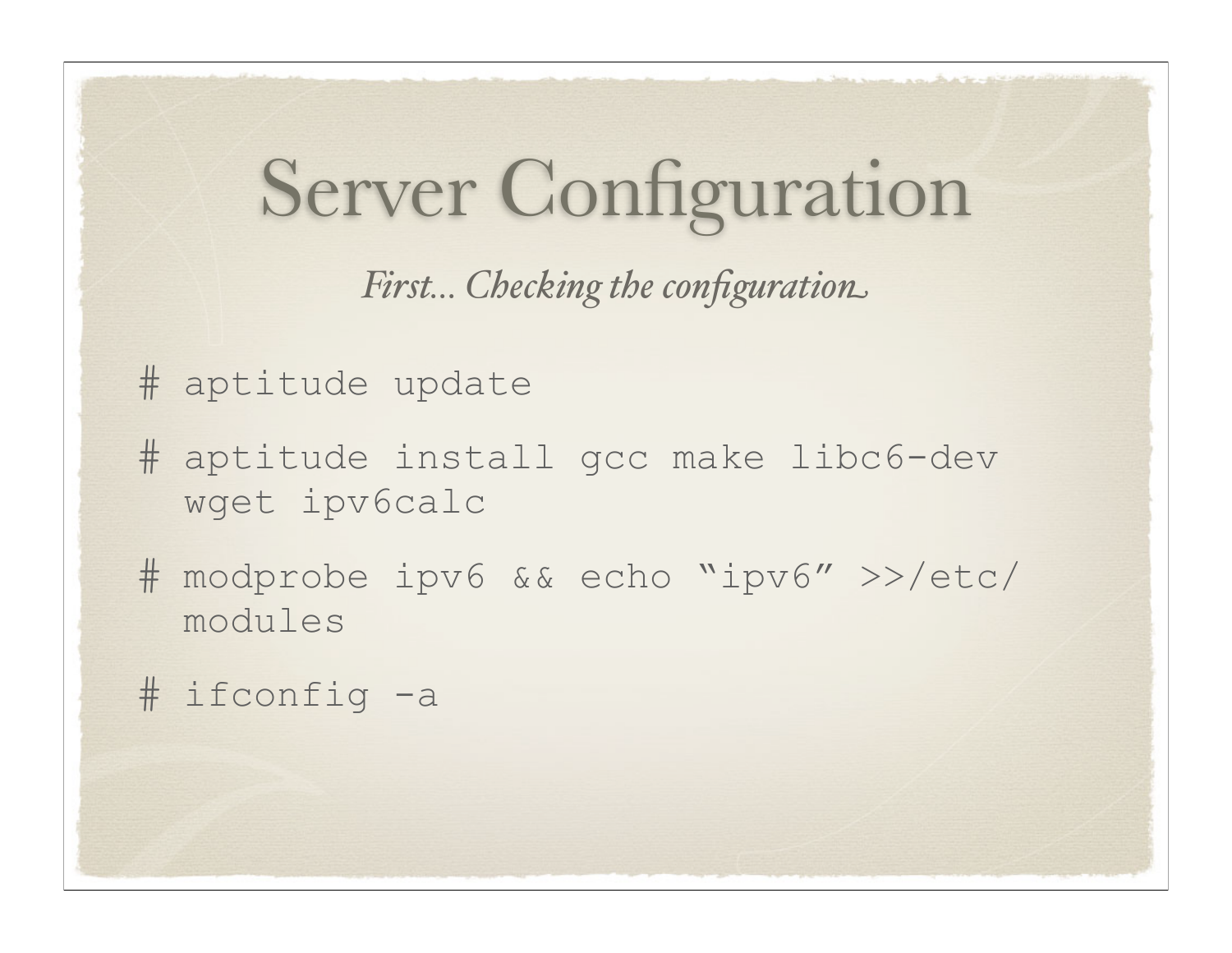# Server Configuration

*First... Checking the configuration*

```
# aptitude update

# aptitude install gcc make libc6-dev
  wget ipv6calc

# modprobe ipv6 && echo “ipv6” >>/etc/
  modules

# ifconfig -a
```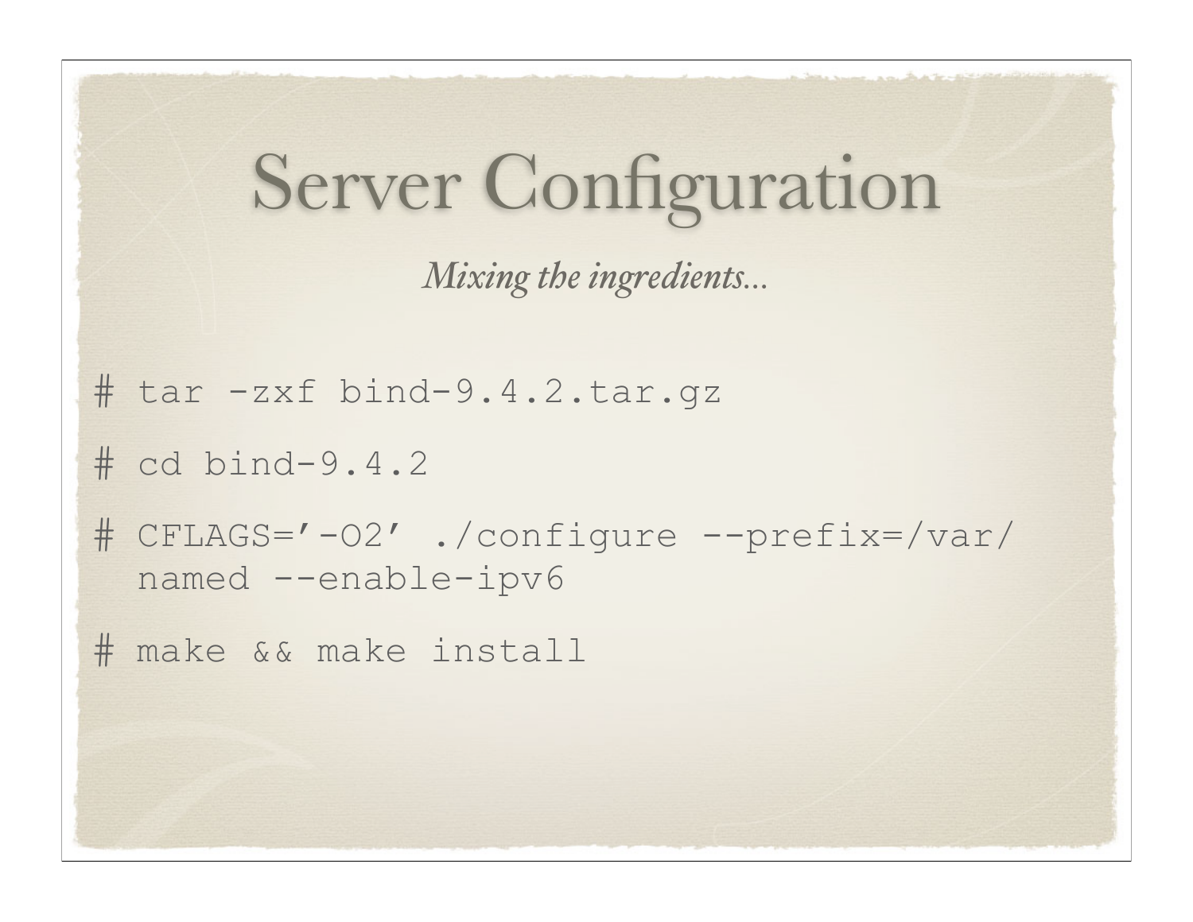# Server Configuration

*Mixing the ingredients...*

```
# tar -zxf bind-9.4.2.tar.gz

# cd bind-9.4.2

# CFLAGS='-O2' ./configure --prefix=/var/
  named --enable-ipv6

# make && make install
```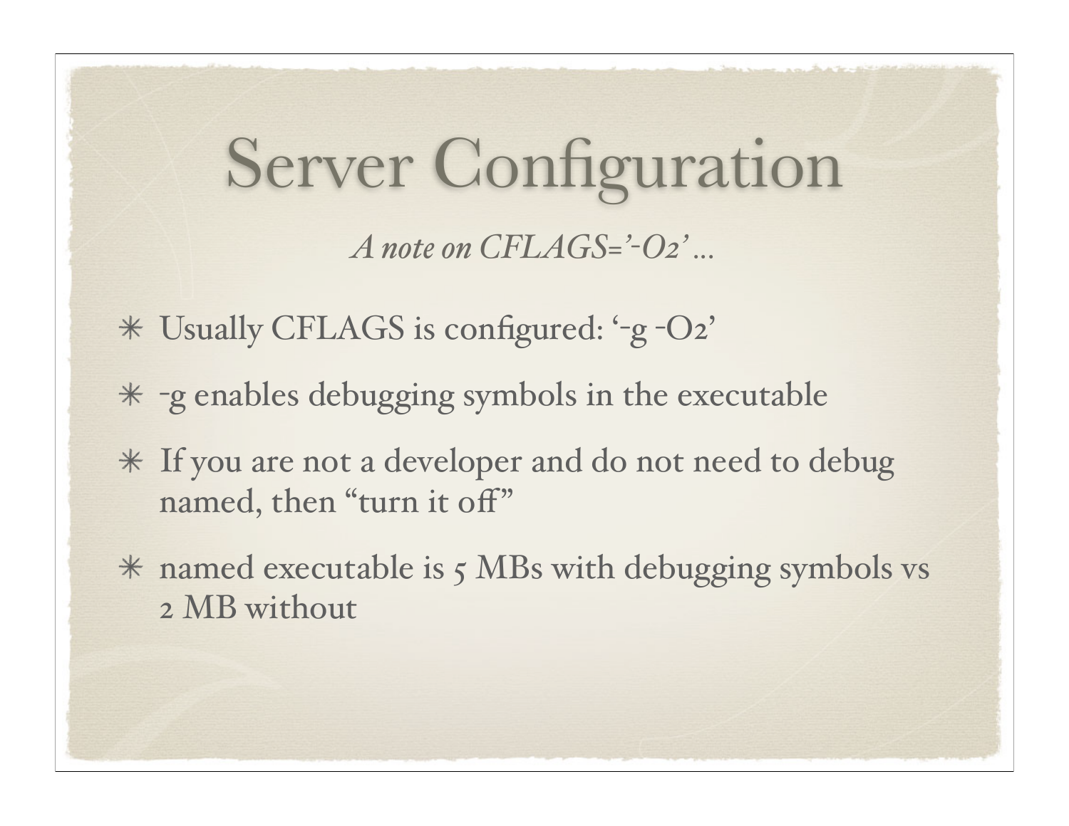# Server Configuration

*A note on CFLAGS='-O2' ...*

- Usually CFLAGS is configured: '-g -O2'
- -g enables debugging symbols in the executable
- If you are not a developer and do not need to debug named, then "turn it off"
- named executable is 5 MBs with debugging symbols vs 2 MB without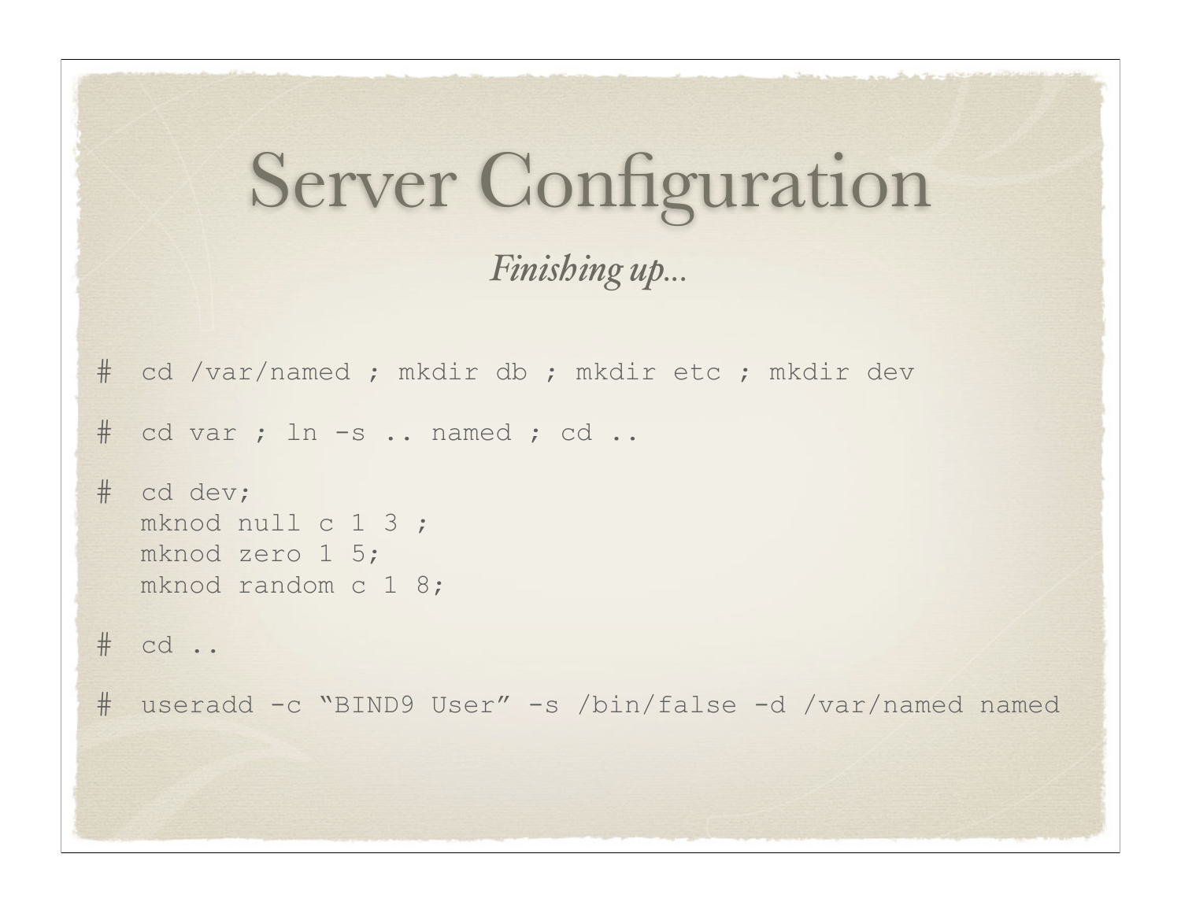# Server Configuration

*Finishing up...*

```
#  cd /var/named ; mkdir db ; mkdir etc ; mkdir dev

#  cd var ; ln -s .. named ; cd ..

#  cd dev;
   mknod null c 1 3 ;
   mknod zero 1 5;
   mknod random c 1 8;

#  cd ..

#  useradd -c "BIND9 User" -s /bin/false -d /var/named named
```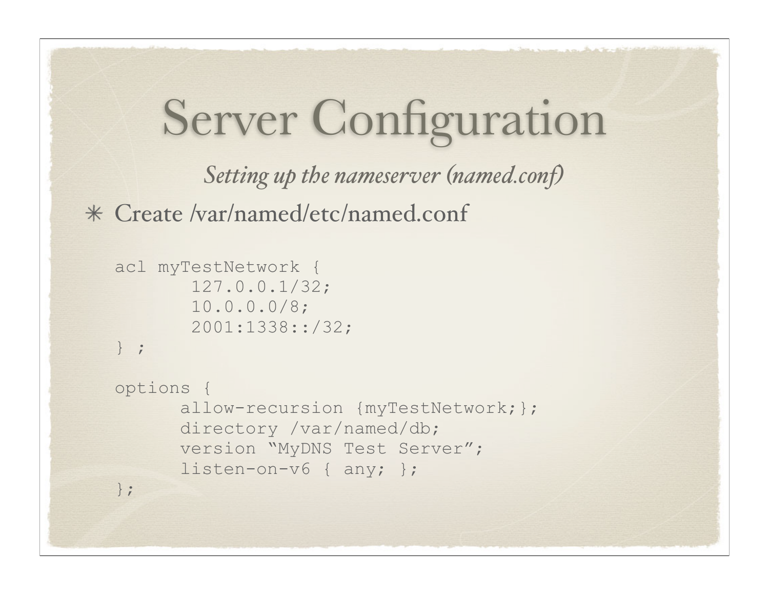# Server Configuration

*Setting up the nameserver (named.conf)*

* Create /var/named/etc/named.conf

```
acl myTestNetwork {
        127.0.0.1/32;
        10.0.0.0/8;
        2001:1338::/32;
} ;

options {
       allow-recursion {myTestNetwork;};
       directory /var/named/db;
       version “MyDNS Test Server”;
       listen-on-v6 { any; };
};
```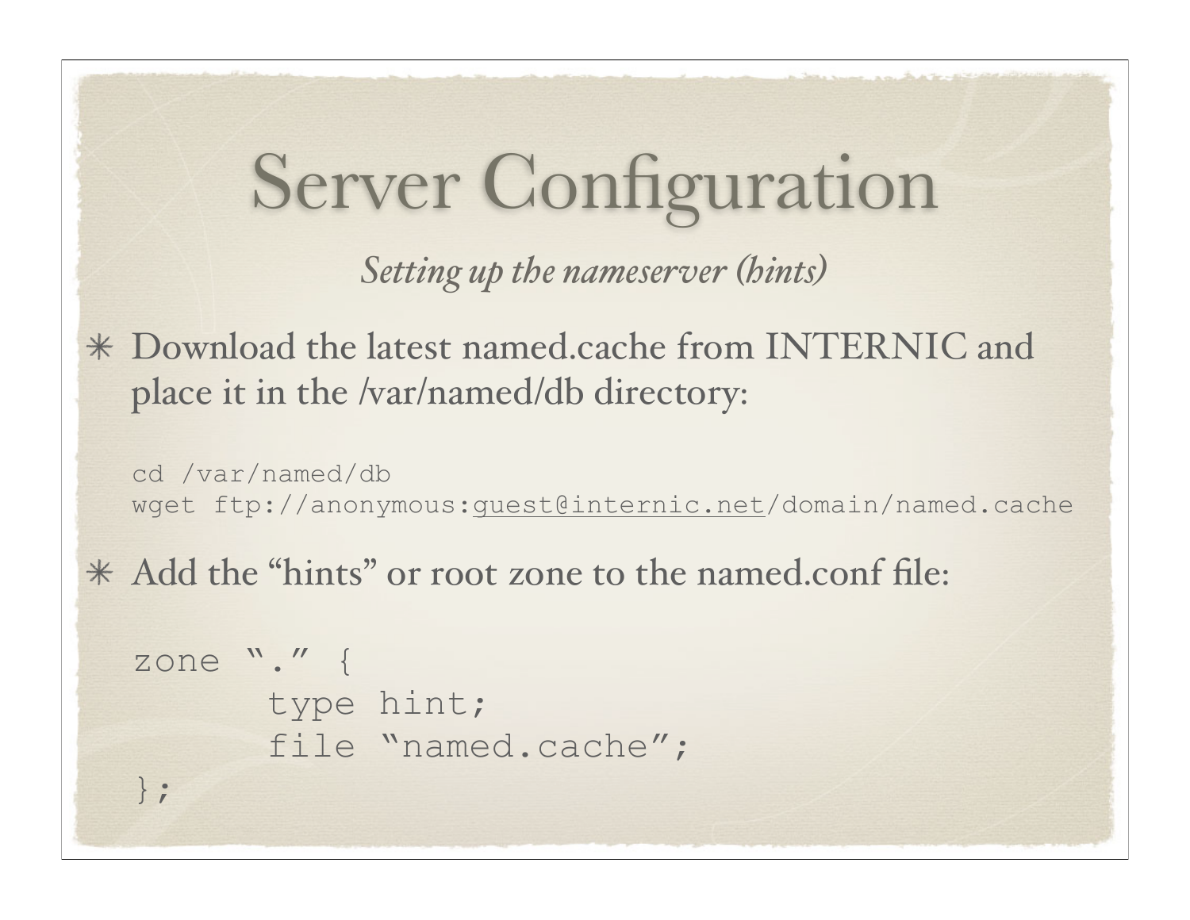# Server Configuration

*Setting up the nameserver (hints)*

- Download the latest named.cache from INTERNIC and place it in the /var/named/db directory:

```
cd /var/named/db
wget ftp://anonymous:guest@internic.net/domain/named.cache
```

- Add the "hints" or root zone to the named.conf file:

```
zone "." {
      type hint;
      file "named.cache";
};
```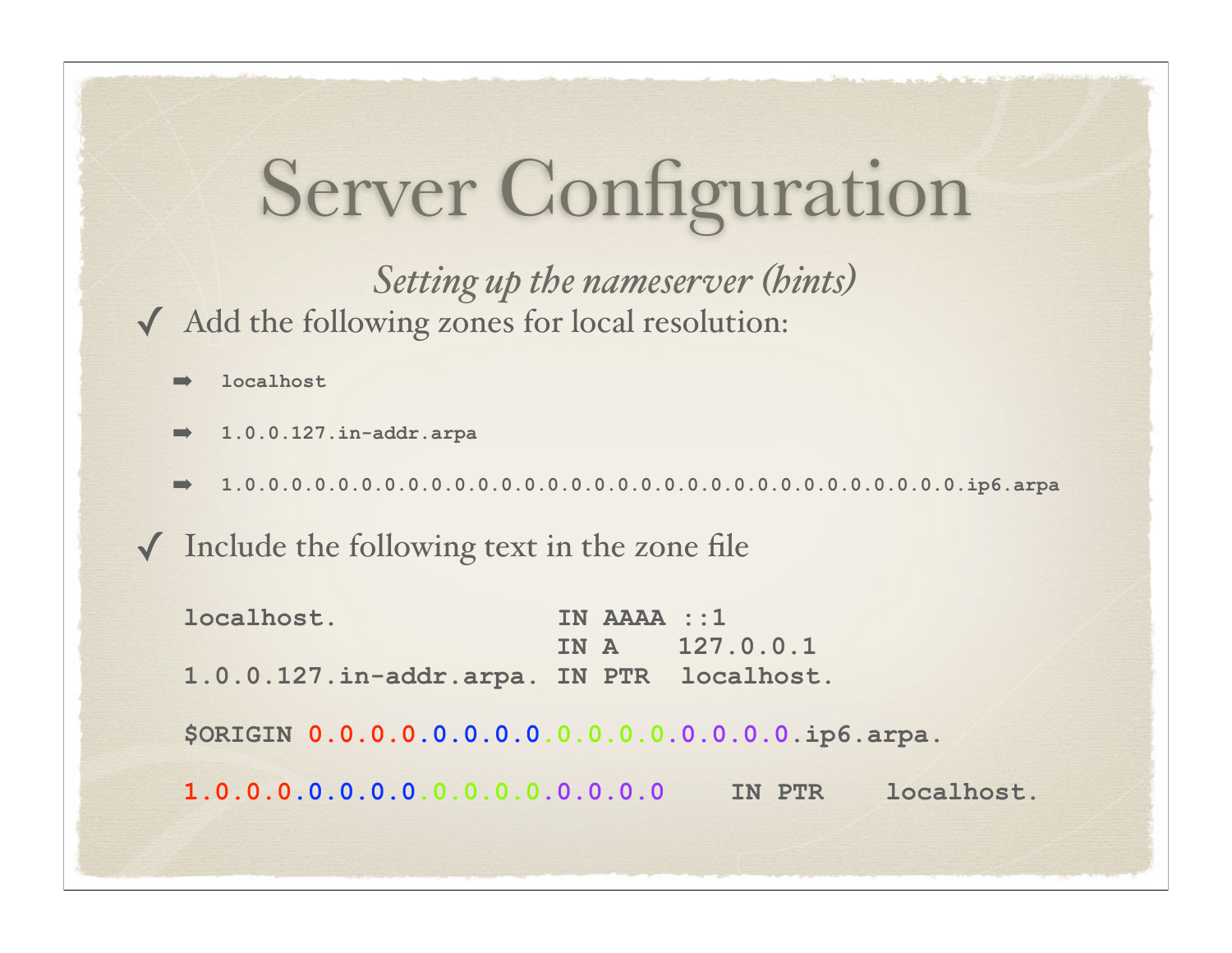# Server Configuration

*Setting up the nameserver (hints)*

- ✓ Add the following zones for local resolution:
  - ➡ `localhost`
  - ➡ `1.0.0.127.in-addr.arpa`
  - ➡ `1.0.0.0.0.0.0.0.0.0.0.0.0.0.0.0.0.0.0.0.0.0.0.0.0.0.0.0.0.0.0.0.ip6.arpa`
- ✓ Include the following text in the zone file

```
localhost.               IN AAAA ::1
                         IN A    127.0.0.1
1.0.0.127.in-addr.arpa.  IN PTR  localhost.

$ORIGIN 0.0.0.0.0.0.0.0.0.0.0.0.0.0.0.0.ip6.arpa.

1.0.0.0.0.0.0.0.0.0.0.0.0.0.0.0     IN PTR    localhost.
```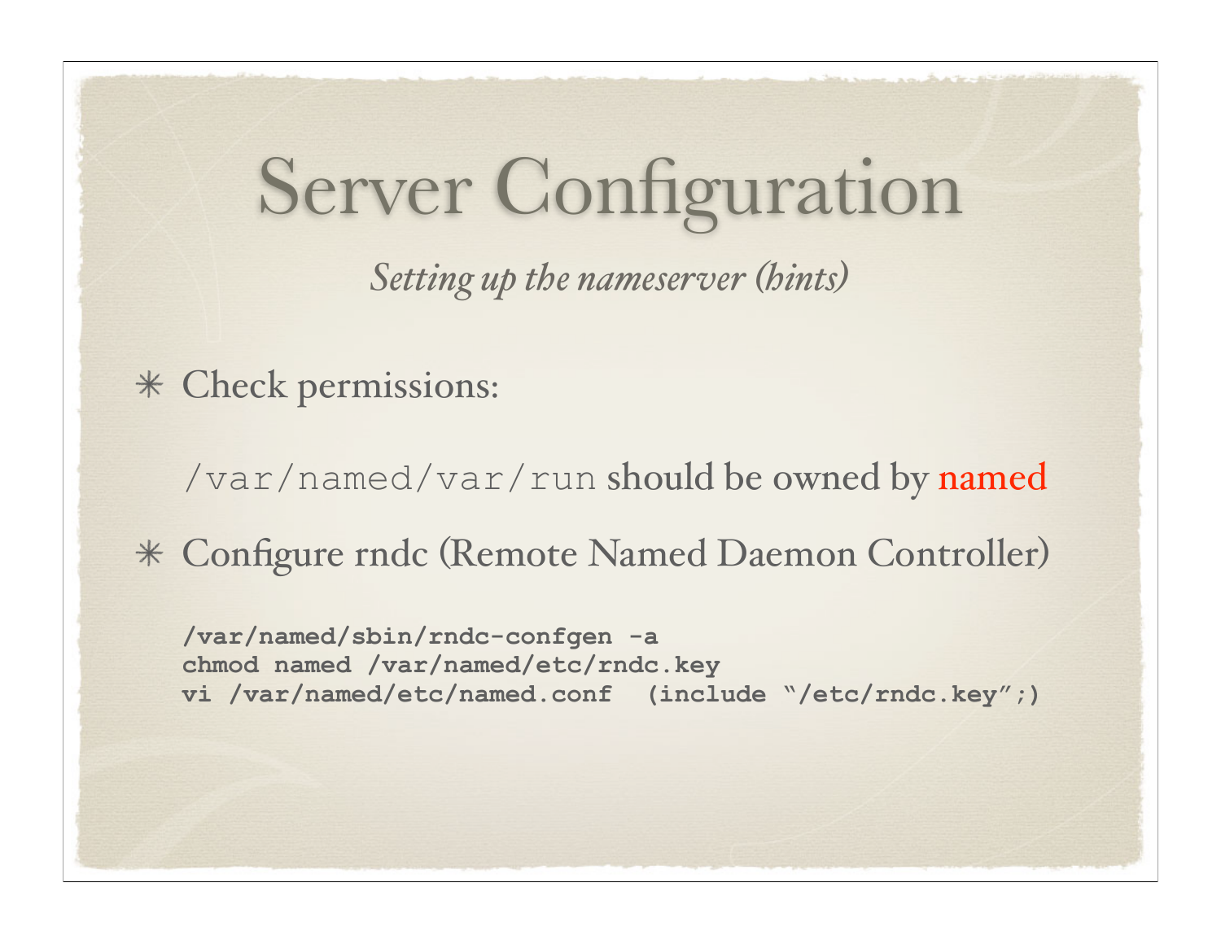# Server Configuration

*Setting up the nameserver (hints)*

- Check permissions:

  `/var/named/var/run` should be owned by named

- Configure rndc (Remote Named Daemon Controller)

```
/var/named/sbin/rndc-confgen -a
chmod named /var/named/etc/rndc.key
vi /var/named/etc/named.conf  (include "/etc/rndc.key";)
```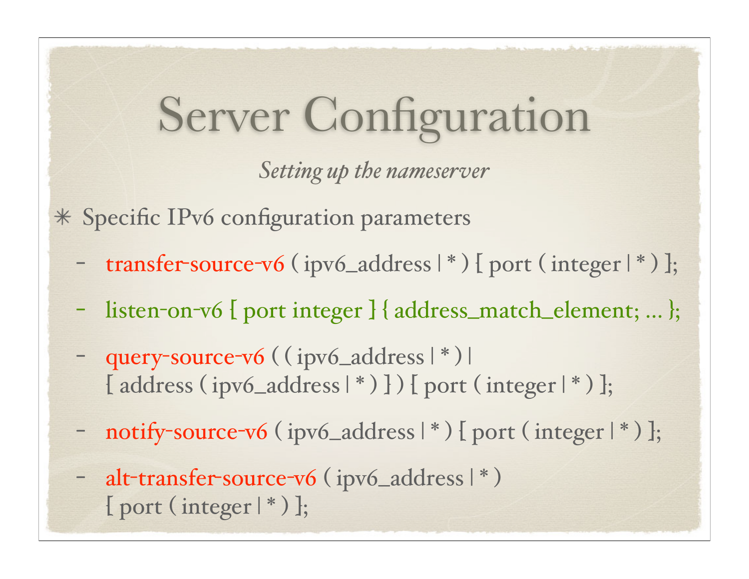# Server Configuration

*Setting up the nameserver*

- Specific IPv6 configuration parameters
  - transfer-source-v6 ( ipv6_address | * ) [ port ( integer | * ) ];
  - listen-on-v6 [ port integer ] { address_match_element; ... };
  - query-source-v6 ( ( ipv6_address | * ) | [ address ( ipv6_address | * ) ] ) [ port ( integer | * ) ];
  - notify-source-v6 ( ipv6_address | * ) [ port ( integer | * ) ];
  - alt-transfer-source-v6 ( ipv6_address | * ) [ port ( integer | * ) ];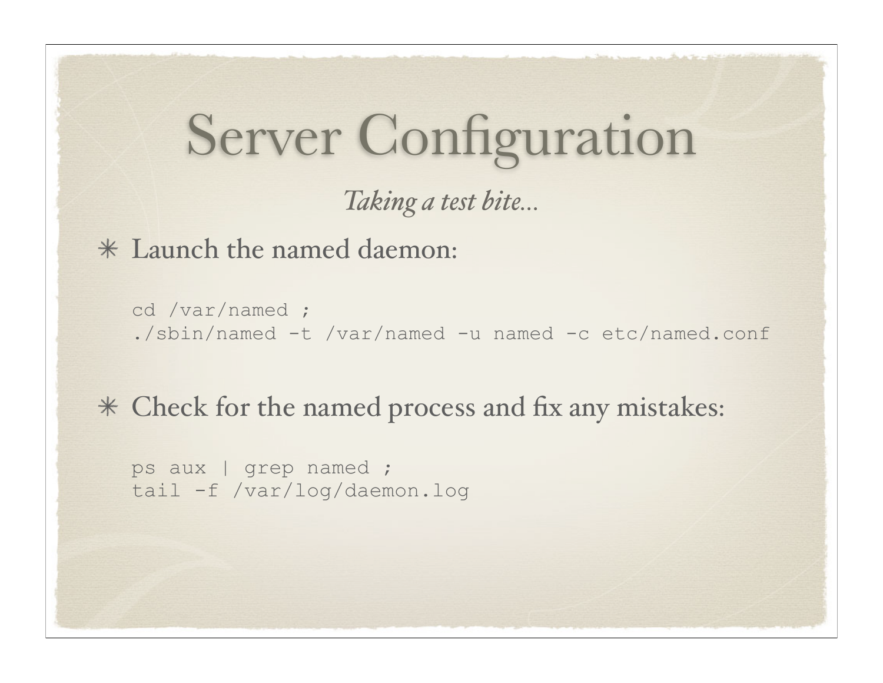# Server Configuration

*Taking a test bite...*

* Launch the named daemon:

```
cd /var/named ;
./sbin/named -t /var/named -u named -c etc/named.conf
```

* Check for the named process and fix any mistakes:

```
ps aux | grep named ;
tail -f /var/log/daemon.log
```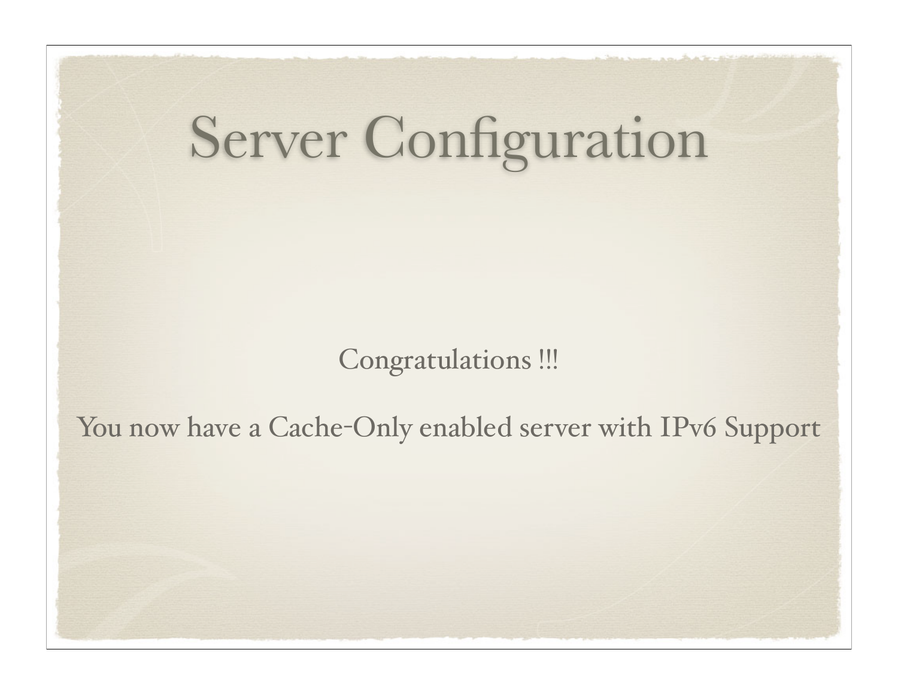# Server Configuration

Congratulations !!!

You now have a Cache-Only enabled server with IPv6 Support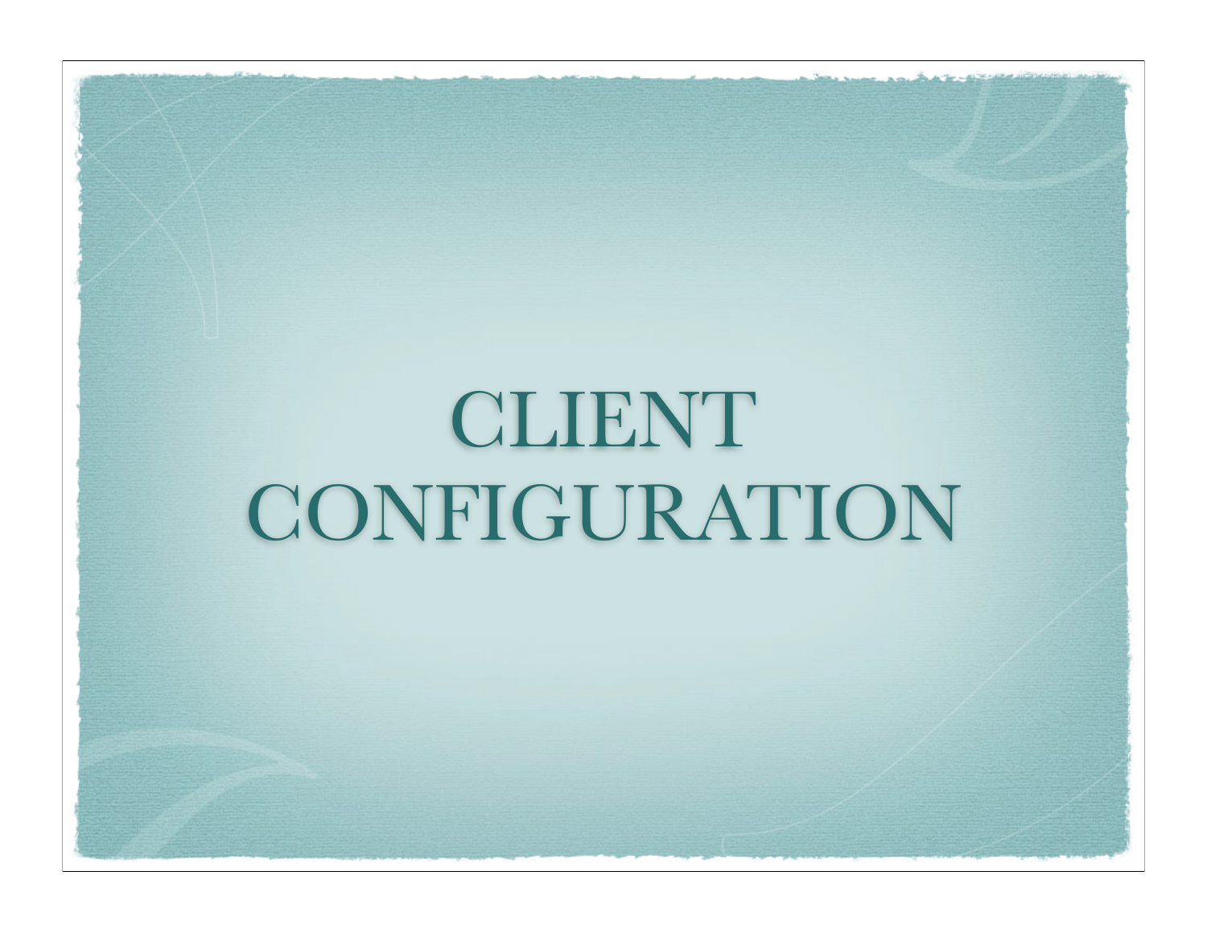# CLIENT CONFIGURATION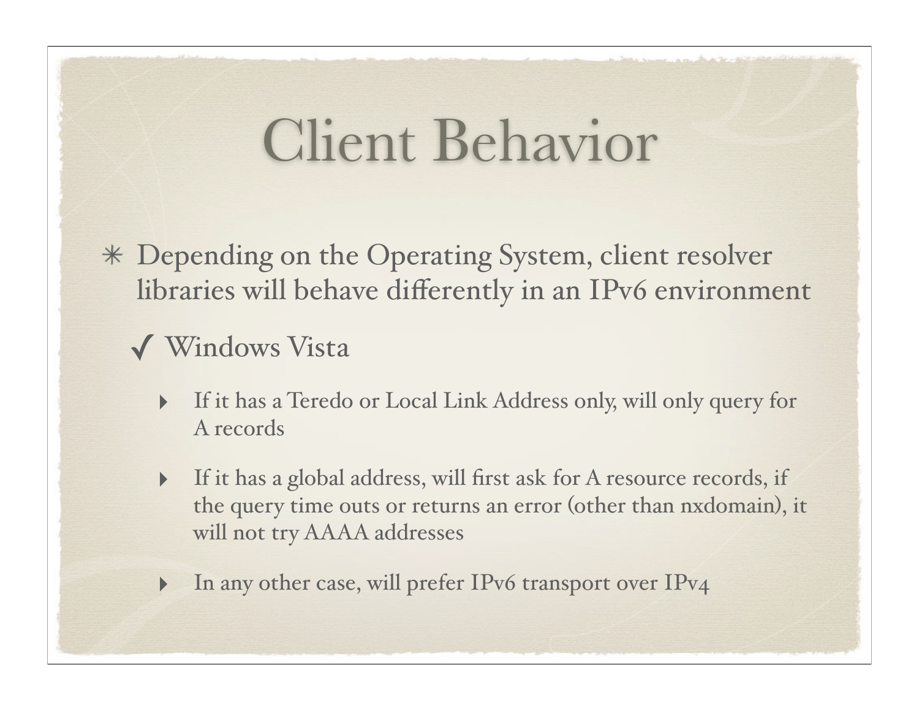# Client Behavior

- Depending on the Operating System, client resolver libraries will behave differently in an IPv6 environment
  - ✓ Windows Vista
    - If it has a Teredo or Local Link Address only, will only query for A records
    - If it has a global address, will first ask for A resource records, if the query time outs or returns an error (other than nxdomain), it will not try AAAA addresses
    - In any other case, will prefer IPv6 transport over IPv4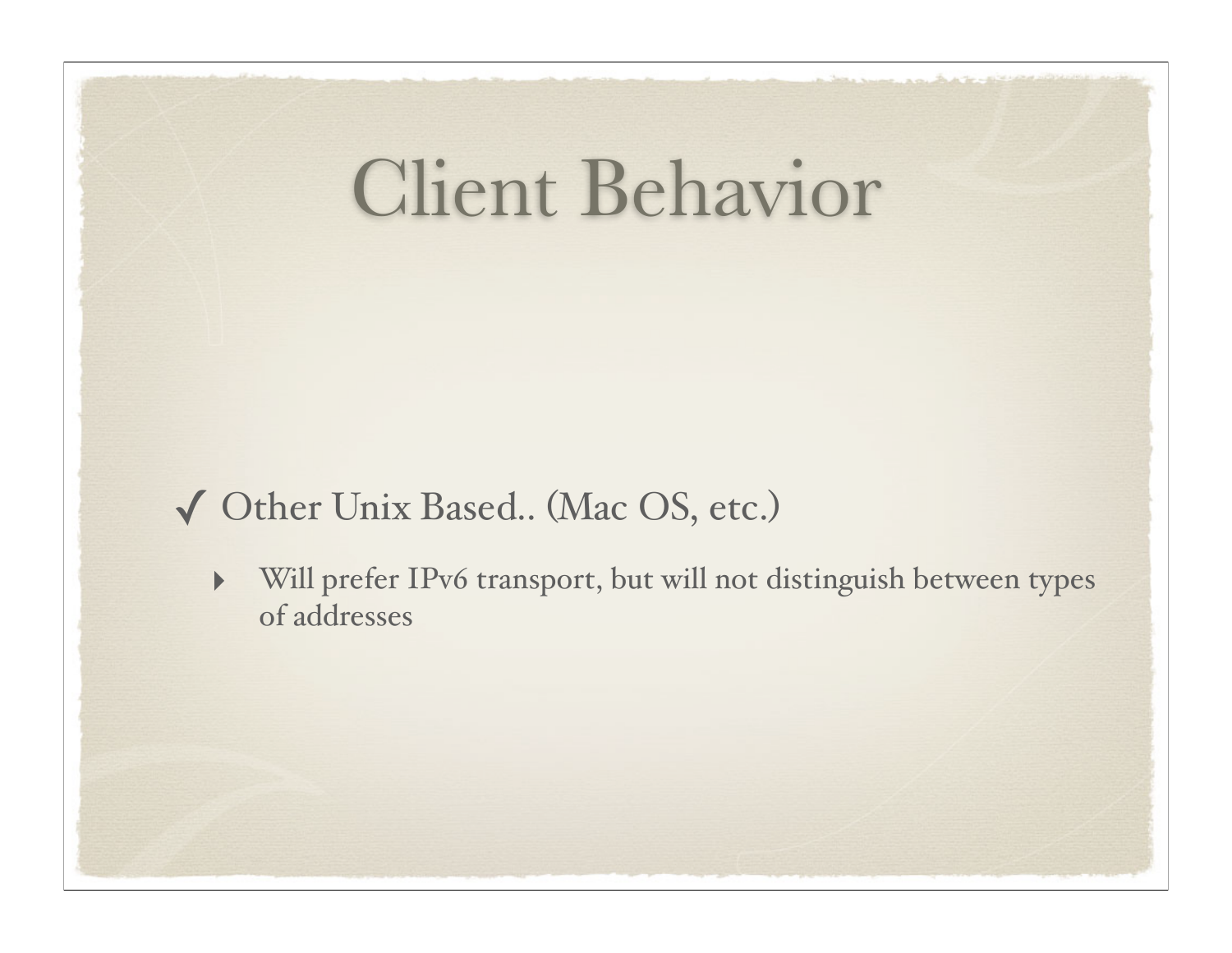# Client Behavior

- ✓ Other Unix Based.. (Mac OS, etc.)
  - Will prefer IPv6 transport, but will not distinguish between types of addresses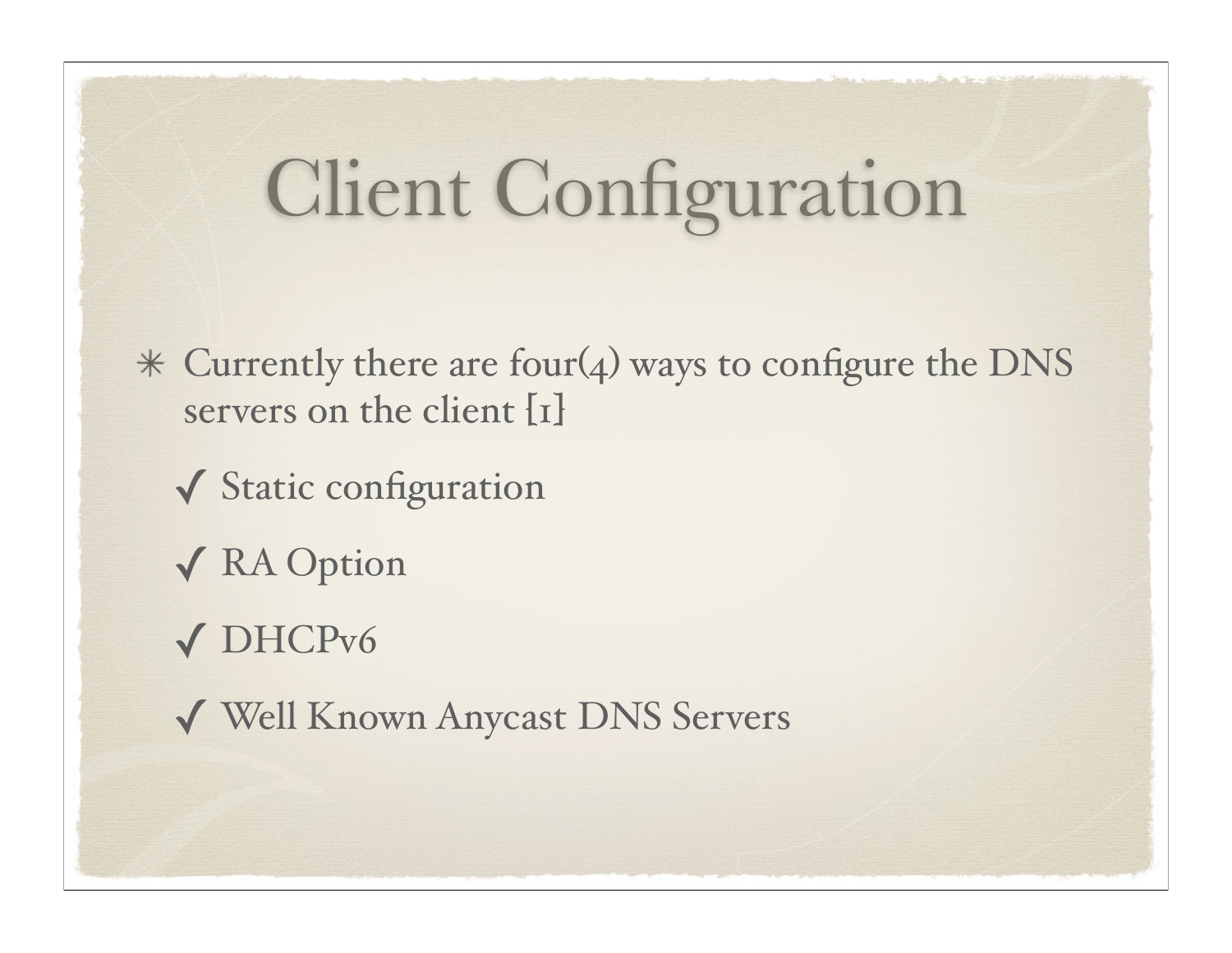# Client Configuration

- Currently there are four(4) ways to configure the DNS servers on the client [1]
  - ✓ Static configuration
  - ✓ RA Option
  - ✓ DHCPv6
  - ✓ Well Known Anycast DNS Servers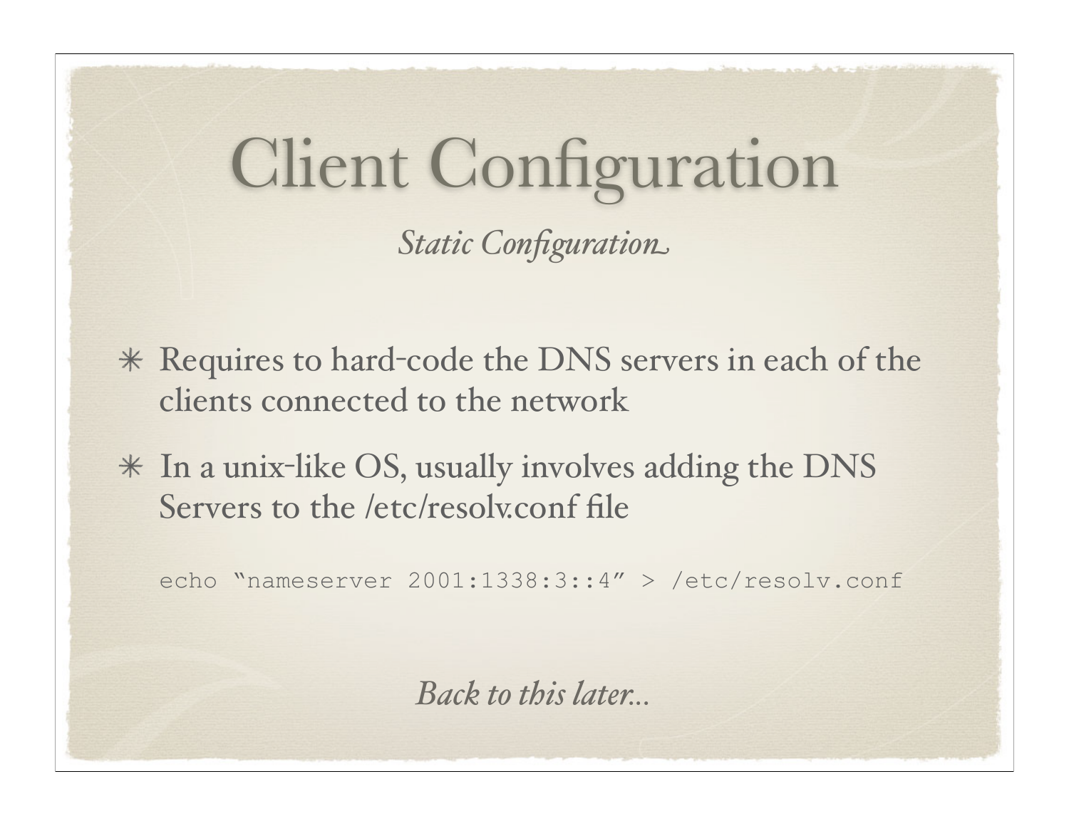# Client Configuration

*Static Configuration*

- Requires to hard-code the DNS servers in each of the clients connected to the network
- In a unix-like OS, usually involves adding the DNS Servers to the /etc/resolv.conf file

```
echo "nameserver 2001:1338:3::4" > /etc/resolv.conf
```

*Back to this later...*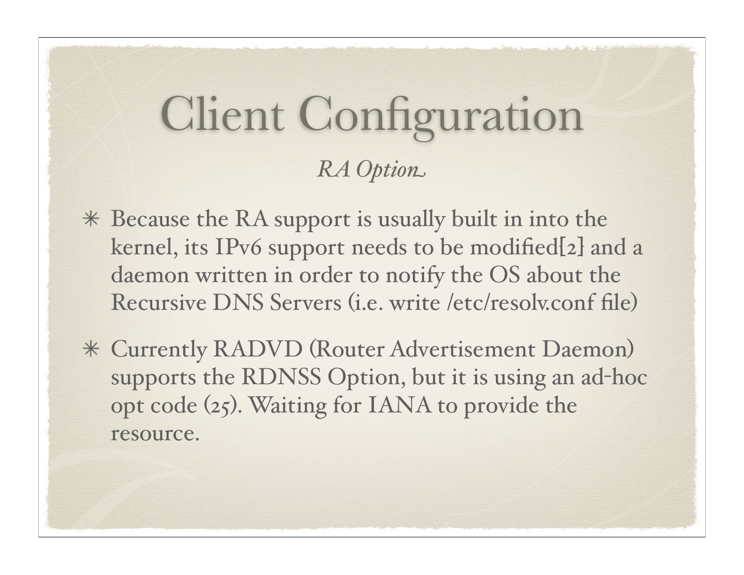# Client Configuration

*RA Option*

* Because the RA support is usually built in into the kernel, its IPv6 support needs to be modified[2] and a daemon written in order to notify the OS about the Recursive DNS Servers (i.e. write /etc/resolv.conf file)
* Currently RADVD (Router Advertisement Daemon) supports the RDNSS Option, but it is using an ad-hoc opt code (25). Waiting for IANA to provide the resource.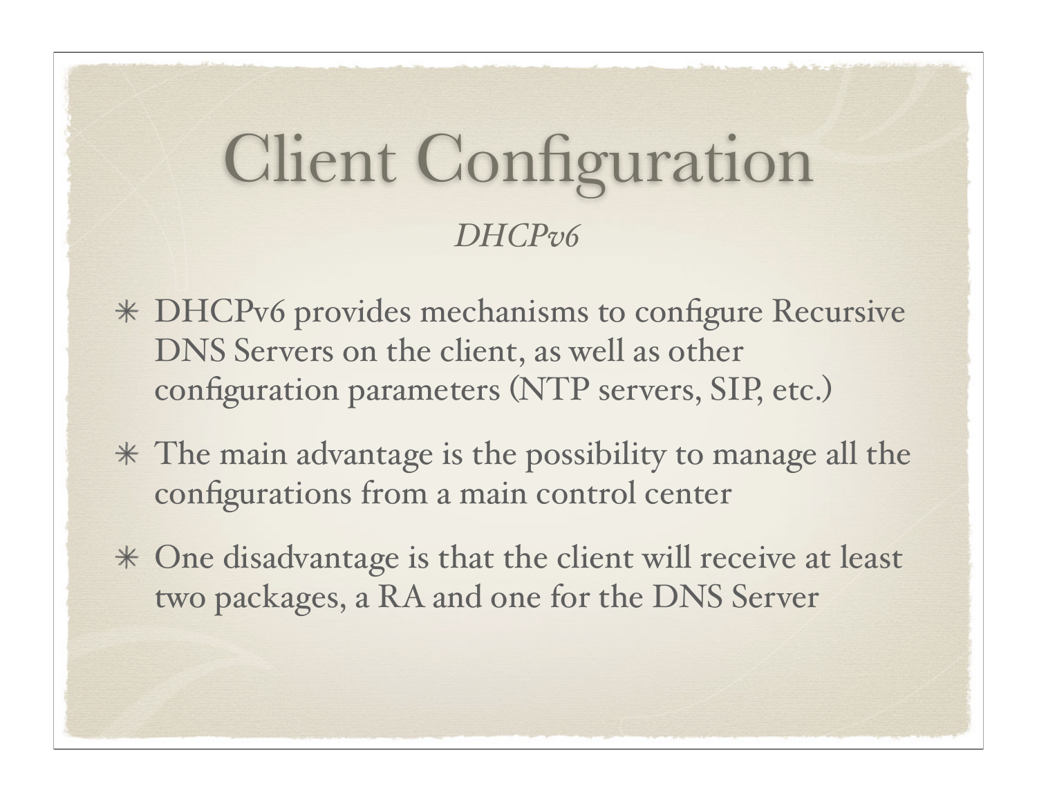# Client Configuration

*DHCPv6*

- DHCPv6 provides mechanisms to configure Recursive DNS Servers on the client, as well as other configuration parameters (NTP servers, SIP, etc.)
- The main advantage is the possibility to manage all the configurations from a main control center
- One disadvantage is that the client will receive at least two packages, a RA and one for the DNS Server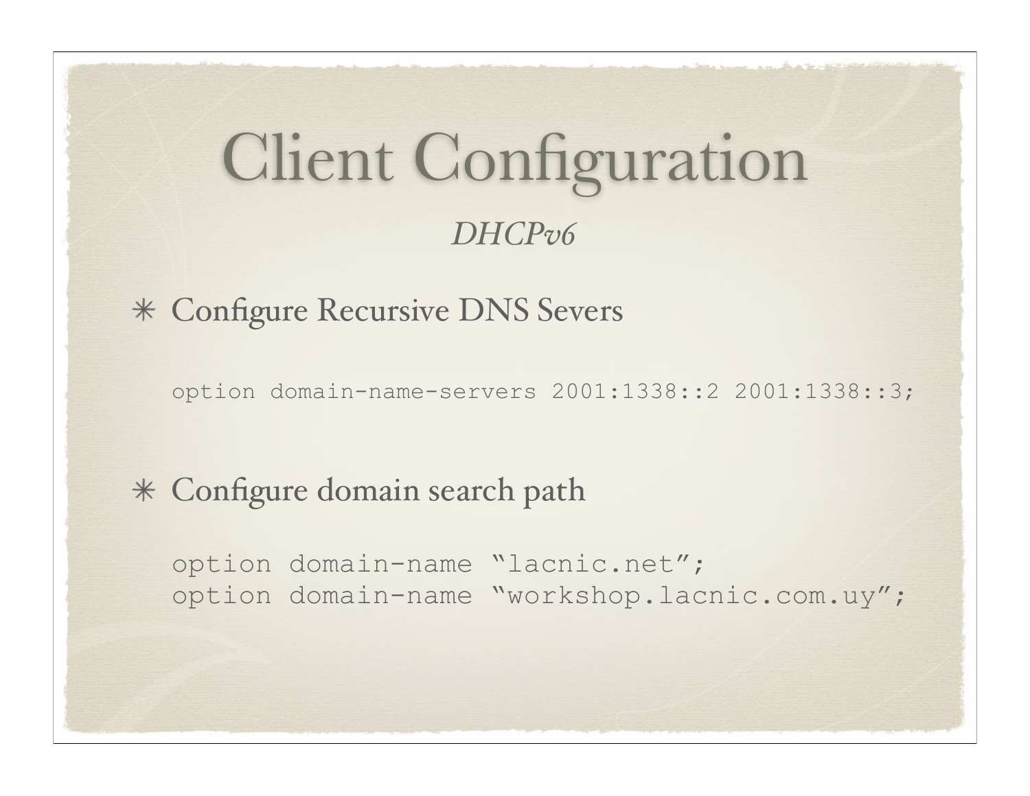# Client Configuration

*DHCPv6*

* Configure Recursive DNS Severs

```
option domain-name-servers 2001:1338::2 2001:1338::3;
```

* Configure domain search path

```
option domain-name “lacnic.net”;
option domain-name “workshop.lacnic.com.uy”;
```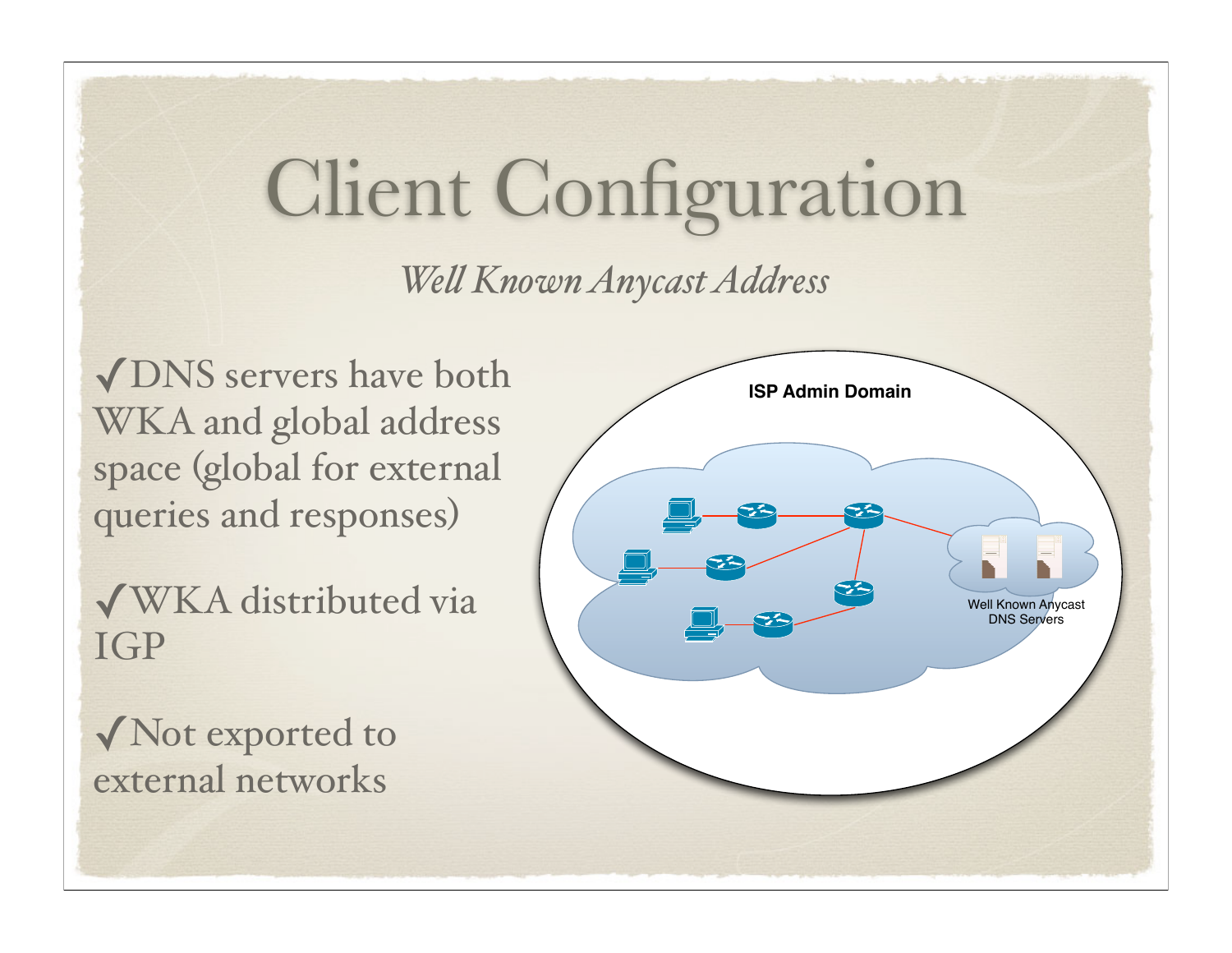# Client Configuration

*Well Known Anycast Address*

- ✓ DNS servers have both WKA and global address space (global for external queries and responses)
- ✓ WKA distributed via IGP
- ✓ Not exported to external networks

ISP Admin Domain

Well Known Anycast DNS Servers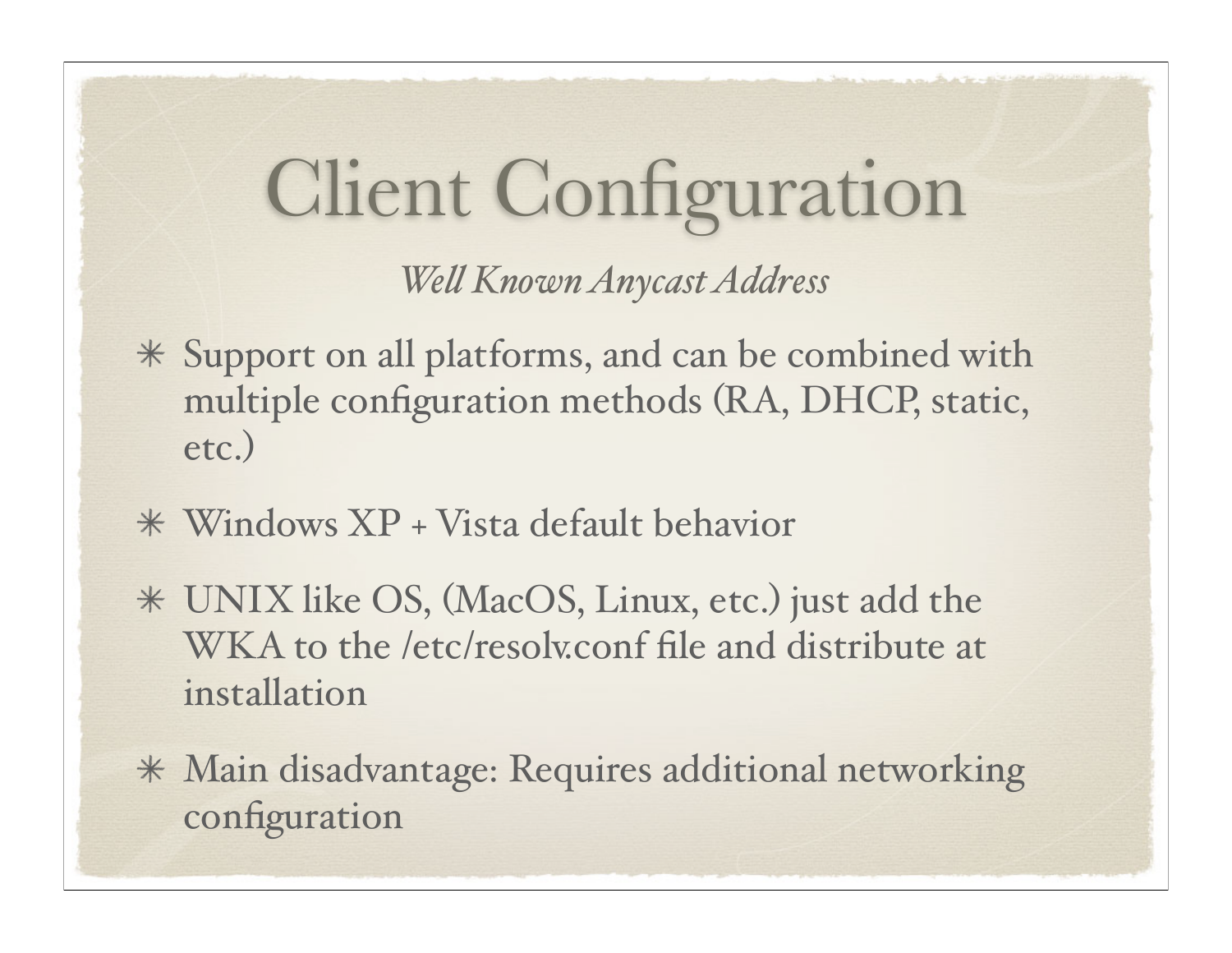# Client Configuration

*Well Known Anycast Address*

- Support on all platforms, and can be combined with multiple configuration methods (RA, DHCP, static, etc.)
- Windows XP + Vista default behavior
- UNIX like OS, (MacOS, Linux, etc.) just add the WKA to the /etc/resolv.conf file and distribute at installation
- Main disadvantage: Requires additional networking configuration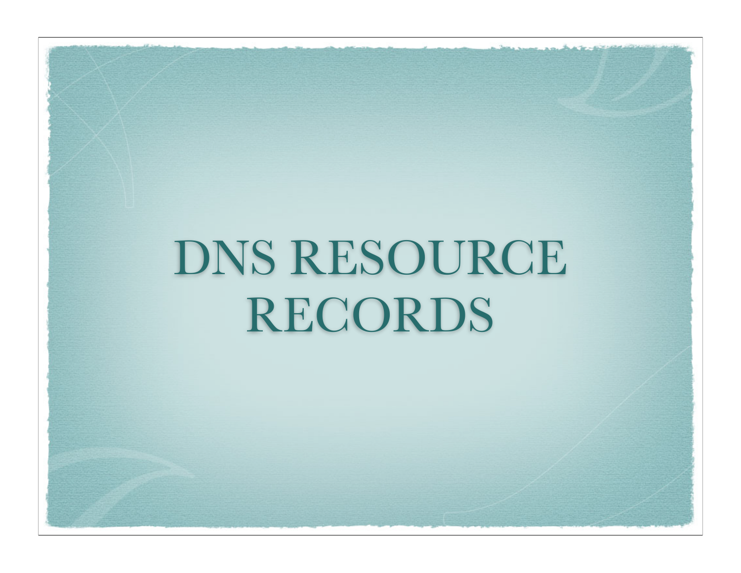# DNS RESOURCE RECORDS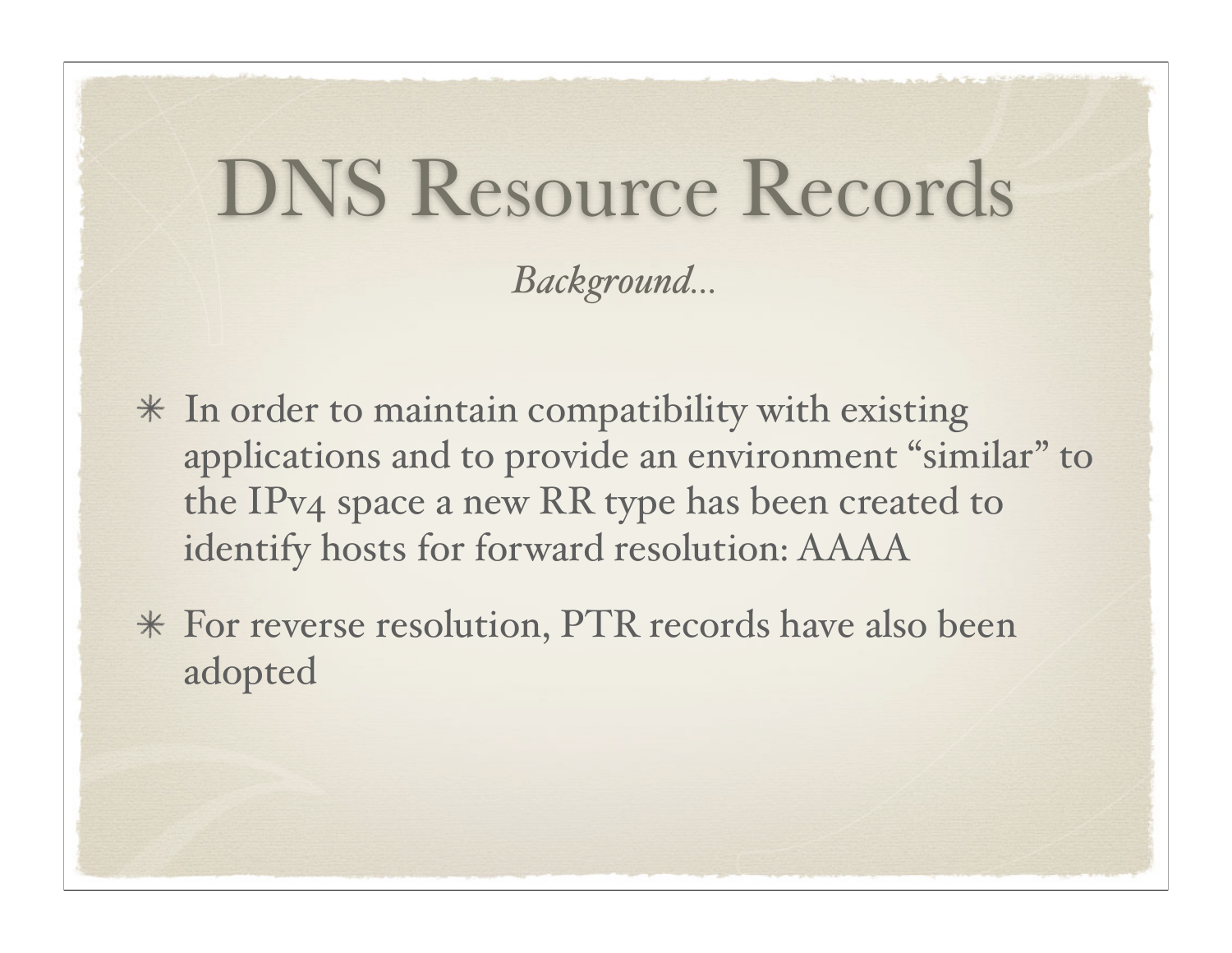# DNS Resource Records

*Background...*

- In order to maintain compatibility with existing applications and to provide an environment "similar" to the IPv4 space a new RR type has been created to identify hosts for forward resolution: AAAA
- For reverse resolution, PTR records have also been adopted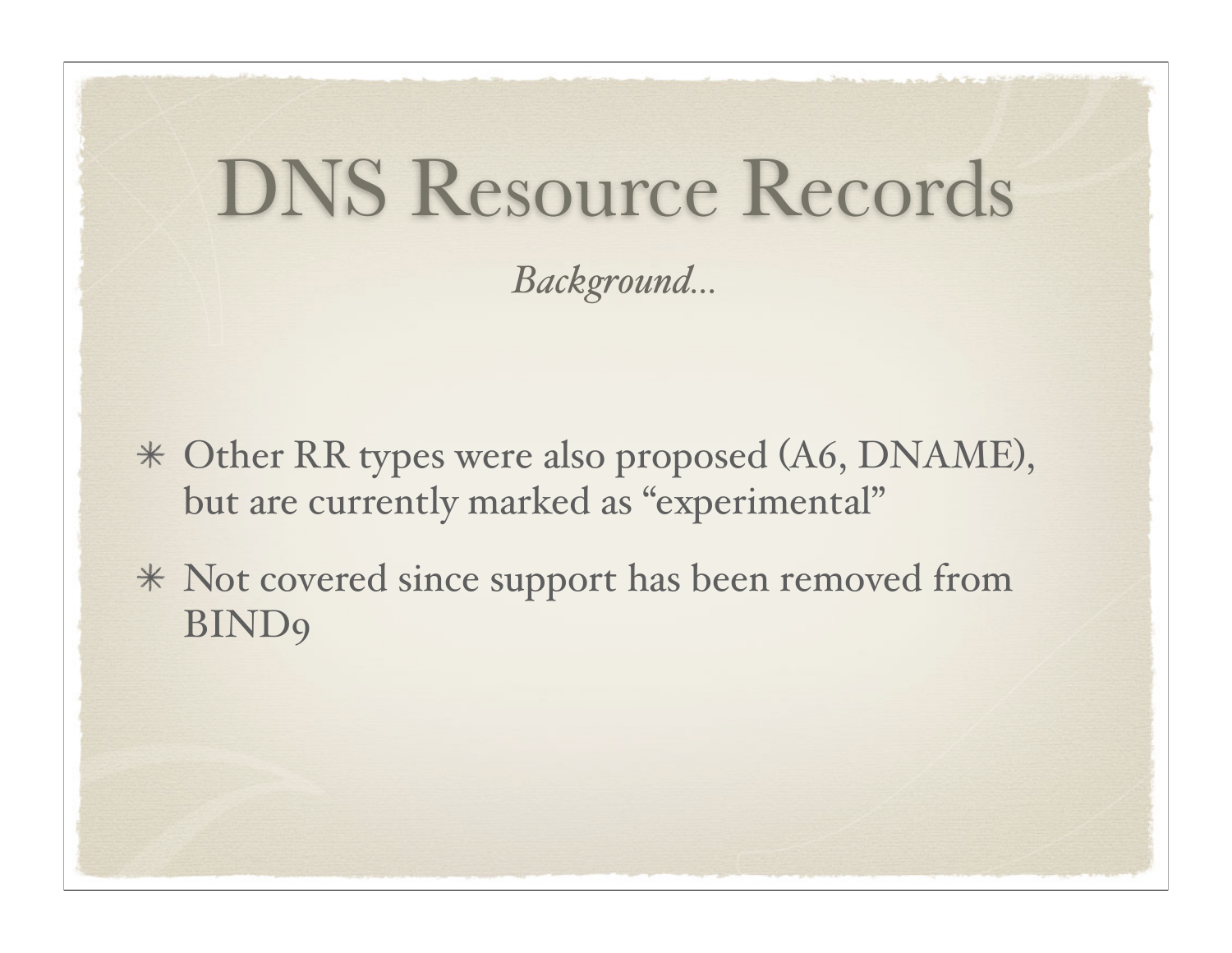# DNS Resource Records

*Background...*

* Other RR types were also proposed (A6, DNAME), but are currently marked as “experimental”
* Not covered since support has been removed from BIND9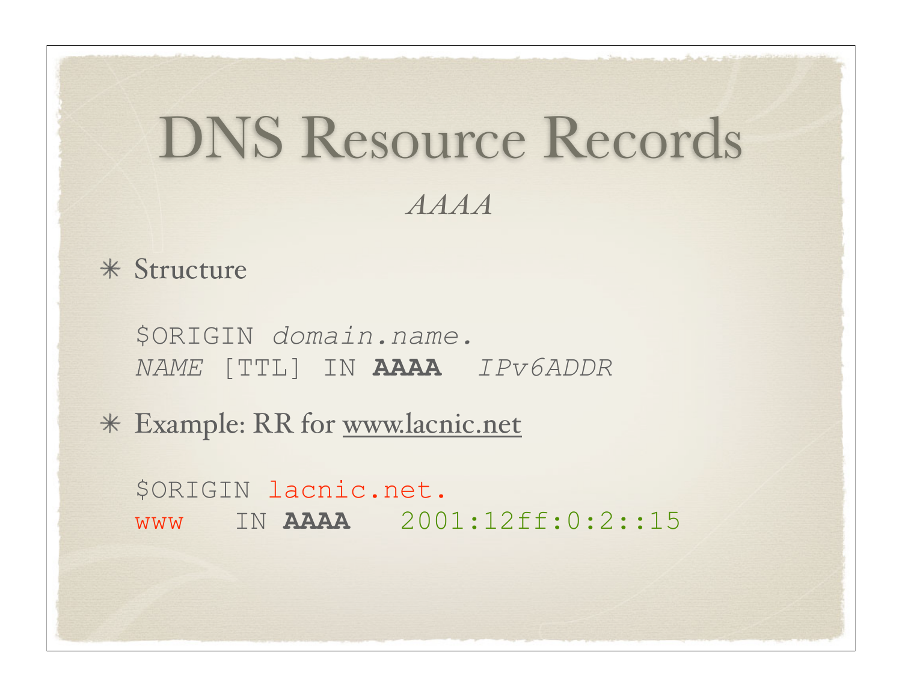# DNS Resource Records

*AAAA*

- Structure

```
$ORIGIN domain.name.
NAME [TTL] IN AAAA  IPv6ADDR
```

- Example: RR for www.lacnic.net

```
$ORIGIN lacnic.net.
www    IN AAAA   2001:12ff:0:2::15
```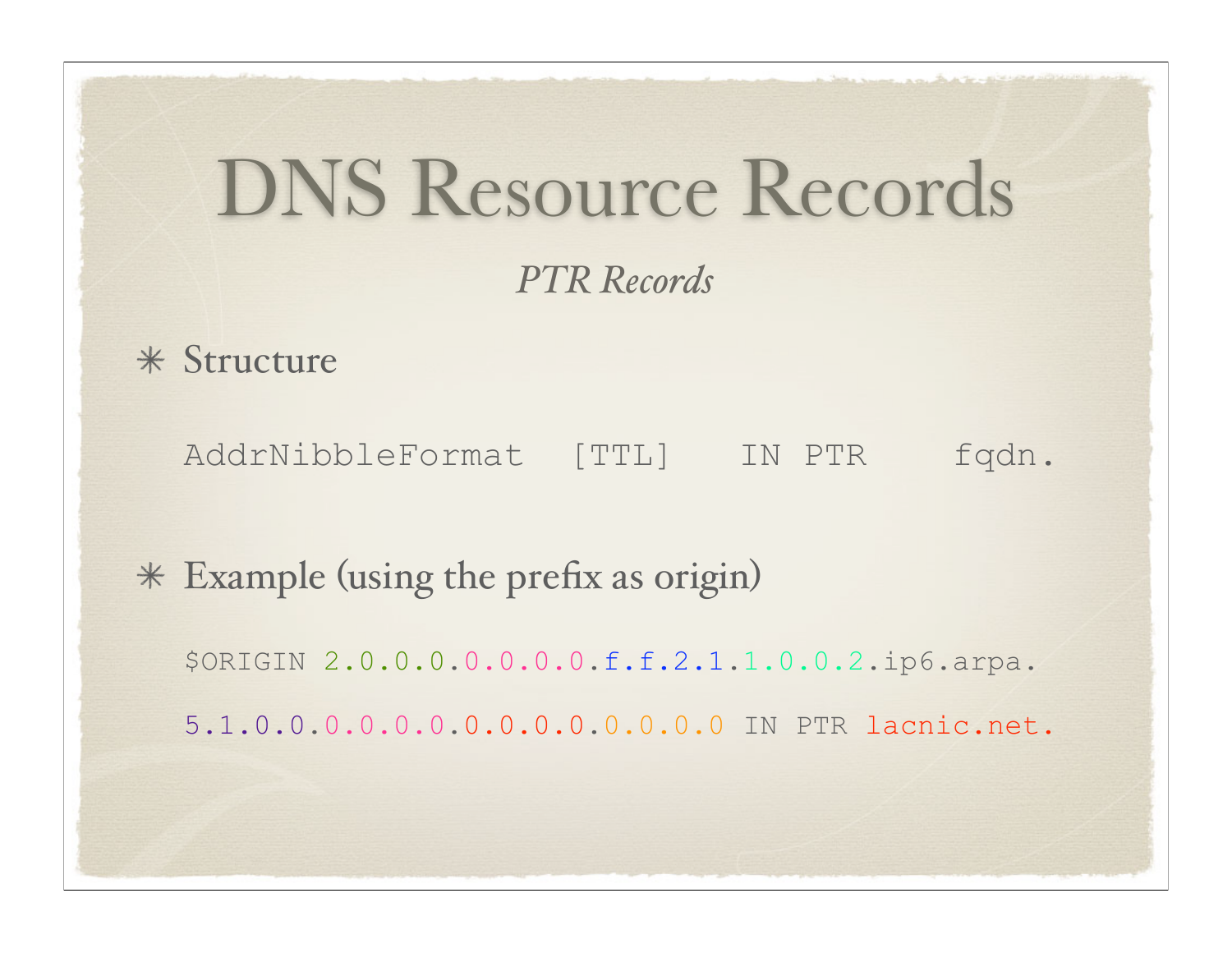# DNS Resource Records

*PTR Records*

- Structure

```
AddrNibbleFormat   [TTL]   IN PTR    fqdn.
```

- Example (using the prefix as origin)

```
$ORIGIN 2.0.0.0.0.0.0.0.f.f.2.1.1.0.0.2.ip6.arpa.
5.1.0.0.0.0.0.0.0.0.0.0.0.0.0.0 IN PTR lacnic.net.
```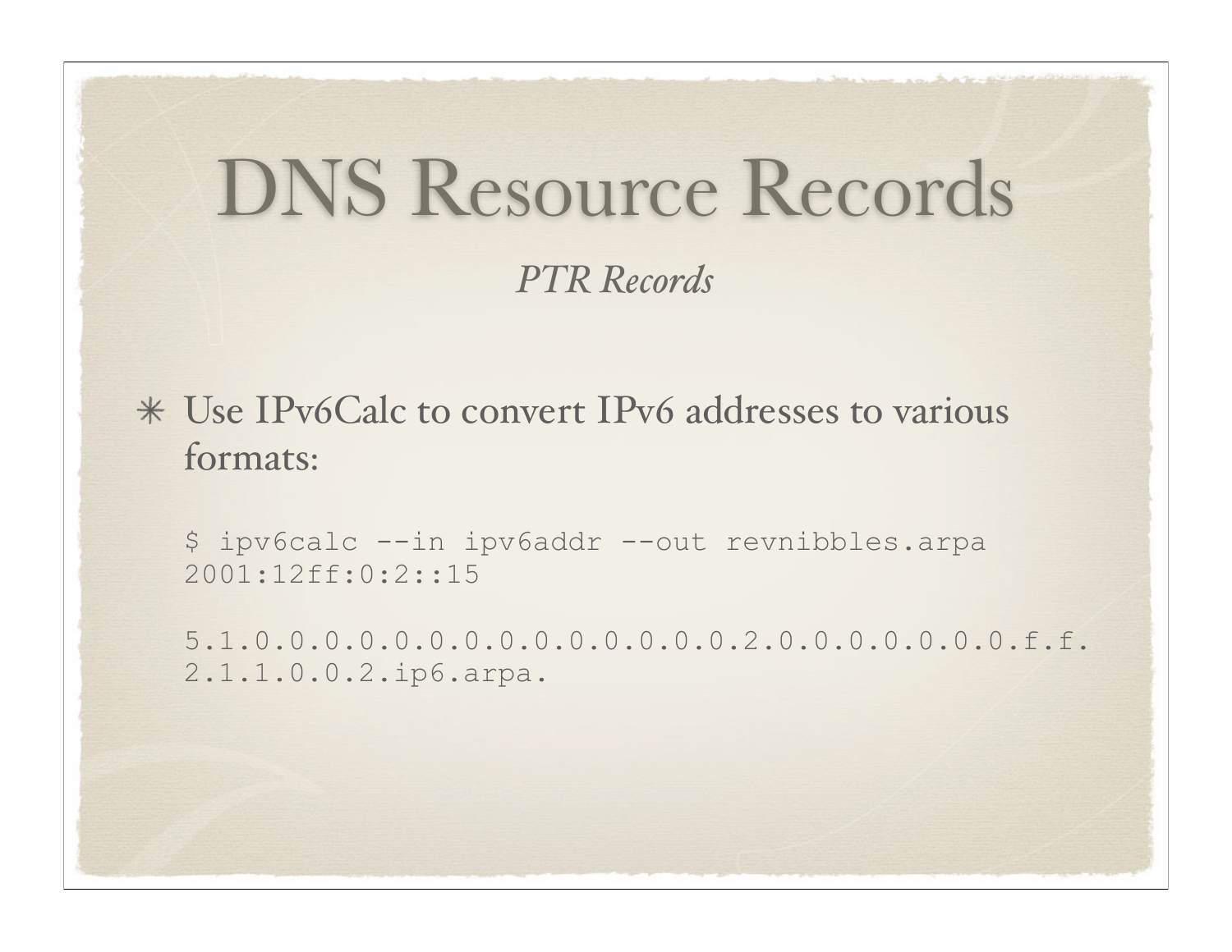# DNS Resource Records

*PTR Records*

- Use IPv6Calc to convert IPv6 addresses to various formats:

```
$ ipv6calc --in ipv6addr --out revnibbles.arpa 
2001:12ff:0:2::15

5.1.0.0.0.0.0.0.0.0.0.0.0.0.0.0.2.0.0.0.0.0.0.0.f.f.
2.1.1.0.0.2.ip6.arpa.
```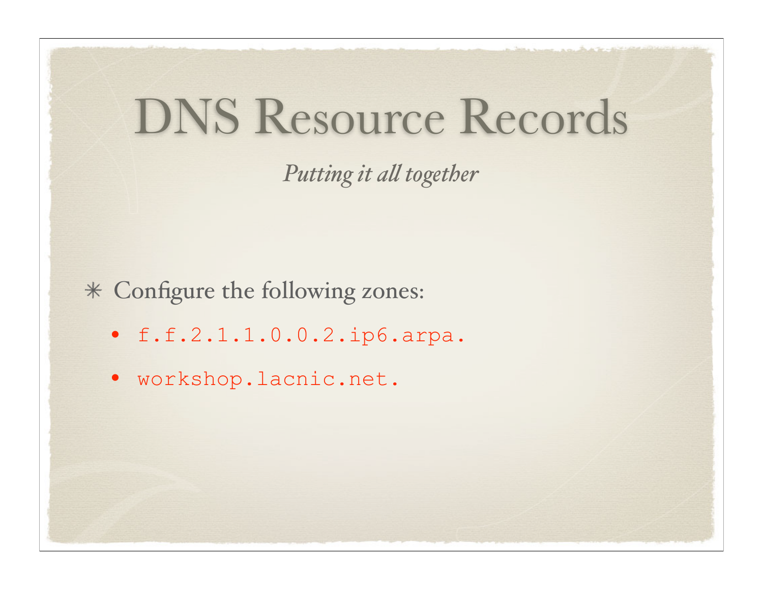# DNS Resource Records

*Putting it all together*

- Configure the following zones:
  - `f.f.2.1.1.0.0.2.ip6.arpa.`
  - `workshop.lacnic.net.`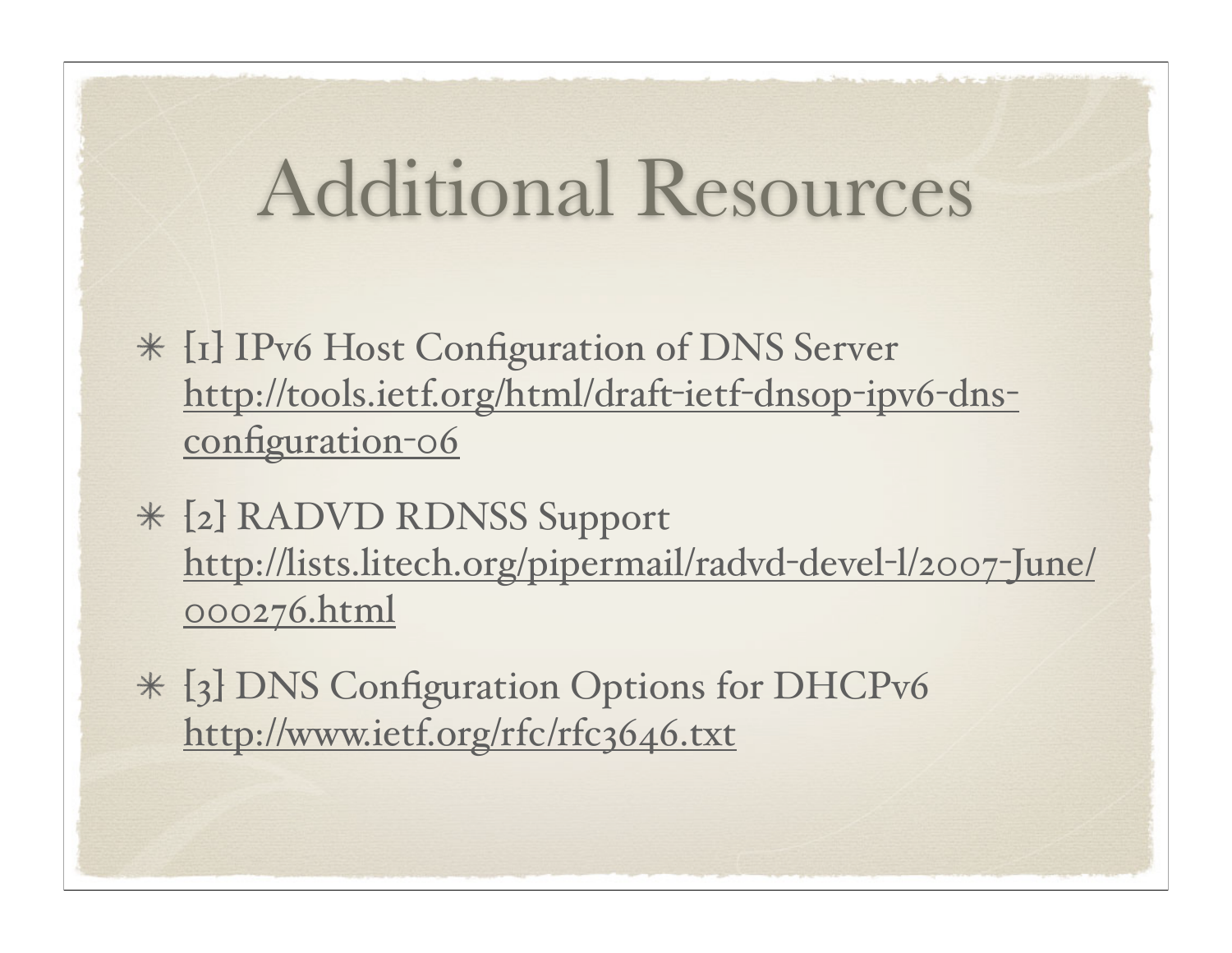# Additional Resources

* [1] IPv6 Host Configuration of DNS Server http://tools.ietf.org/html/draft-ietf-dnsop-ipv6-dns-configuration-06
* [2] RADVD RDNSS Support http://lists.litech.org/pipermail/radvd-devel-l/2007-June/000276.html
* [3] DNS Configuration Options for DHCPv6 http://www.ietf.org/rfc/rfc3646.txt